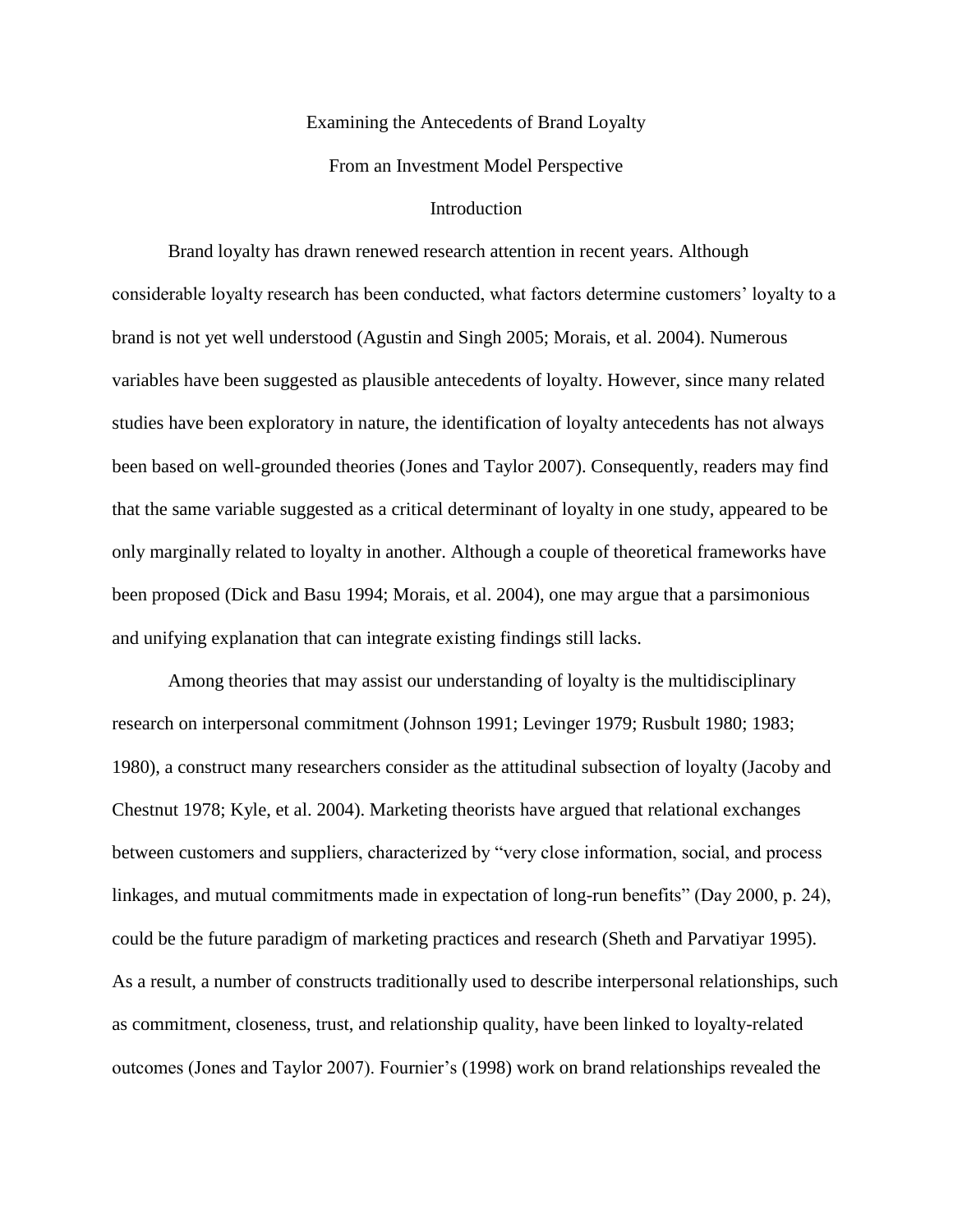# Examining the Antecedents of Brand Loyalty From an Investment Model Perspective

## Introduction

Brand loyalty has drawn renewed research attention in recent years. Although considerable loyalty research has been conducted, what factors determine customers' loyalty to a brand is not yet well understood (Agustin and Singh 2005; Morais, et al. 2004). Numerous variables have been suggested as plausible antecedents of loyalty. However, since many related studies have been exploratory in nature, the identification of loyalty antecedents has not always been based on well-grounded theories (Jones and Taylor 2007). Consequently, readers may find that the same variable suggested as a critical determinant of loyalty in one study, appeared to be only marginally related to loyalty in another. Although a couple of theoretical frameworks have been proposed (Dick and Basu 1994; Morais, et al. 2004), one may argue that a parsimonious and unifying explanation that can integrate existing findings still lacks.

Among theories that may assist our understanding of loyalty is the multidisciplinary research on interpersonal commitment (Johnson 1991; Levinger 1979; Rusbult 1980; 1983; 1980), a construct many researchers consider as the attitudinal subsection of loyalty (Jacoby and Chestnut 1978; Kyle, et al. 2004). Marketing theorists have argued that relational exchanges between customers and suppliers, characterized by "very close information, social, and process linkages, and mutual commitments made in expectation of long-run benefits" (Day 2000, p. 24), could be the future paradigm of marketing practices and research (Sheth and Parvatiyar 1995). As a result, a number of constructs traditionally used to describe interpersonal relationships, such as commitment, closeness, trust, and relationship quality, have been linked to loyalty-related outcomes (Jones and Taylor 2007). Fournier's (1998) work on brand relationships revealed the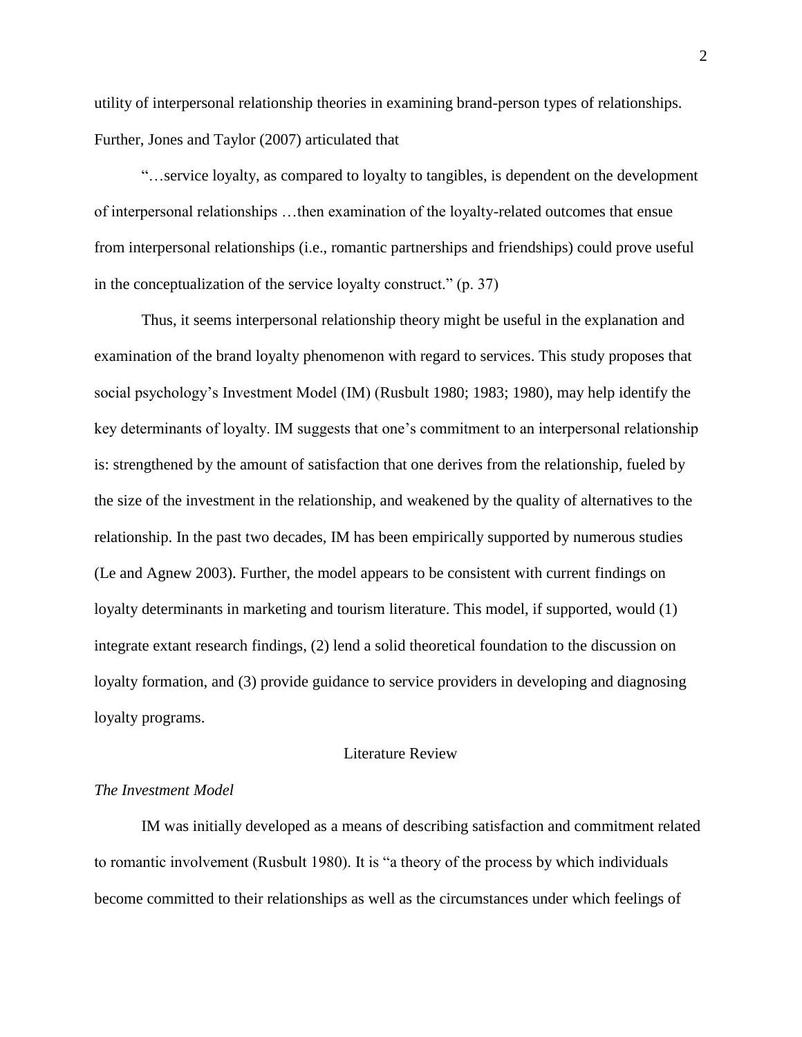utility of interpersonal relationship theories in examining brand-person types of relationships. Further, Jones and Taylor (2007) articulated that

> "…service loyalty, as compared to loyalty to tangibles, is dependent on the development of interpersonal relationships …then examination of the loyalty-related outcomes that ensue from interpersonal relationships (i.e., romantic partnerships and friendships) could prove useful in the conceptualization of the service loyalty construct." (p. 37)

Thus, it seems interpersonal relationship theory might be useful in the explanation and examination of the brand loyalty phenomenon with regard to services. This study proposes that social psychology's Investment Model (IM) (Rusbult 1980; 1983; 1980), may help identify the key determinants of loyalty. IM suggests that one's commitment to an interpersonal relationship is: strengthened by the amount of satisfaction that one derives from the relationship, fueled by the size of the investment in the relationship, and weakened by the quality of alternatives to the relationship. In the past two decades, IM has been empirically supported by numerous studies (Le and Agnew 2003). Further, the model appears to be consistent with current findings on loyalty determinants in marketing and tourism literature. This model, if supported, would (1) integrate extant research findings, (2) lend a solid theoretical foundation to the discussion on loyalty formation, and (3) provide guidance to service providers in developing and diagnosing loyalty programs.

## Literature Review

### *The Investment Model*

IM was initially developed as a means of describing satisfaction and commitment related to romantic involvement (Rusbult 1980). It is "a theory of the process by which individuals become committed to their relationships as well as the circumstances under which feelings of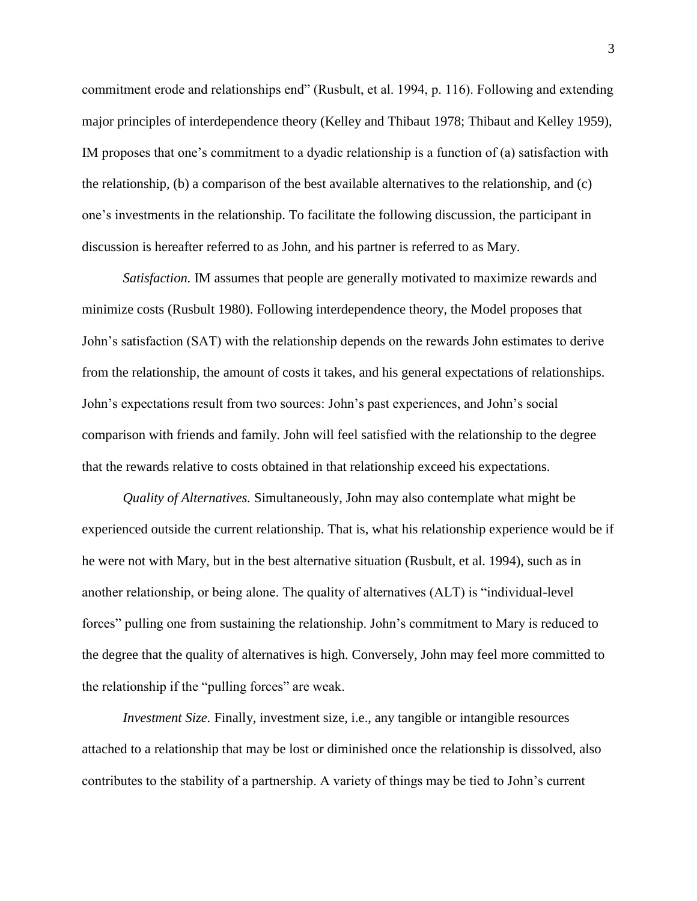commitment erode and relationships end" (Rusbult, et al. 1994, p. 116). Following and extending major principles of interdependence theory (Kelley and Thibaut 1978; Thibaut and Kelley 1959), IM proposes that one's commitment to a dyadic relationship is a function of (a) satisfaction with the relationship, (b) a comparison of the best available alternatives to the relationship, and (c) one's investments in the relationship. To facilitate the following discussion, the participant in discussion is hereafter referred to as John, and his partner is referred to as Mary.

*Satisfaction.* IM assumes that people are generally motivated to maximize rewards and minimize costs (Rusbult 1980). Following interdependence theory, the Model proposes that John's satisfaction (SAT) with the relationship depends on the rewards John estimates to derive from the relationship, the amount of costs it takes, and his general expectations of relationships. John's expectations result from two sources: John's past experiences, and John's social comparison with friends and family. John will feel satisfied with the relationship to the degree that the rewards relative to costs obtained in that relationship exceed his expectations.

*Quality of Alternatives.* Simultaneously, John may also contemplate what might be experienced outside the current relationship. That is, what his relationship experience would be if he were not with Mary, but in the best alternative situation (Rusbult, et al. 1994), such as in another relationship, or being alone. The quality of alternatives (ALT) is "individual-level forces" pulling one from sustaining the relationship. John's commitment to Mary is reduced to the degree that the quality of alternatives is high. Conversely, John may feel more committed to the relationship if the "pulling forces" are weak.

*Investment Size.* Finally, investment size, i.e., any tangible or intangible resources attached to a relationship that may be lost or diminished once the relationship is dissolved, also contributes to the stability of a partnership. A variety of things may be tied to John's current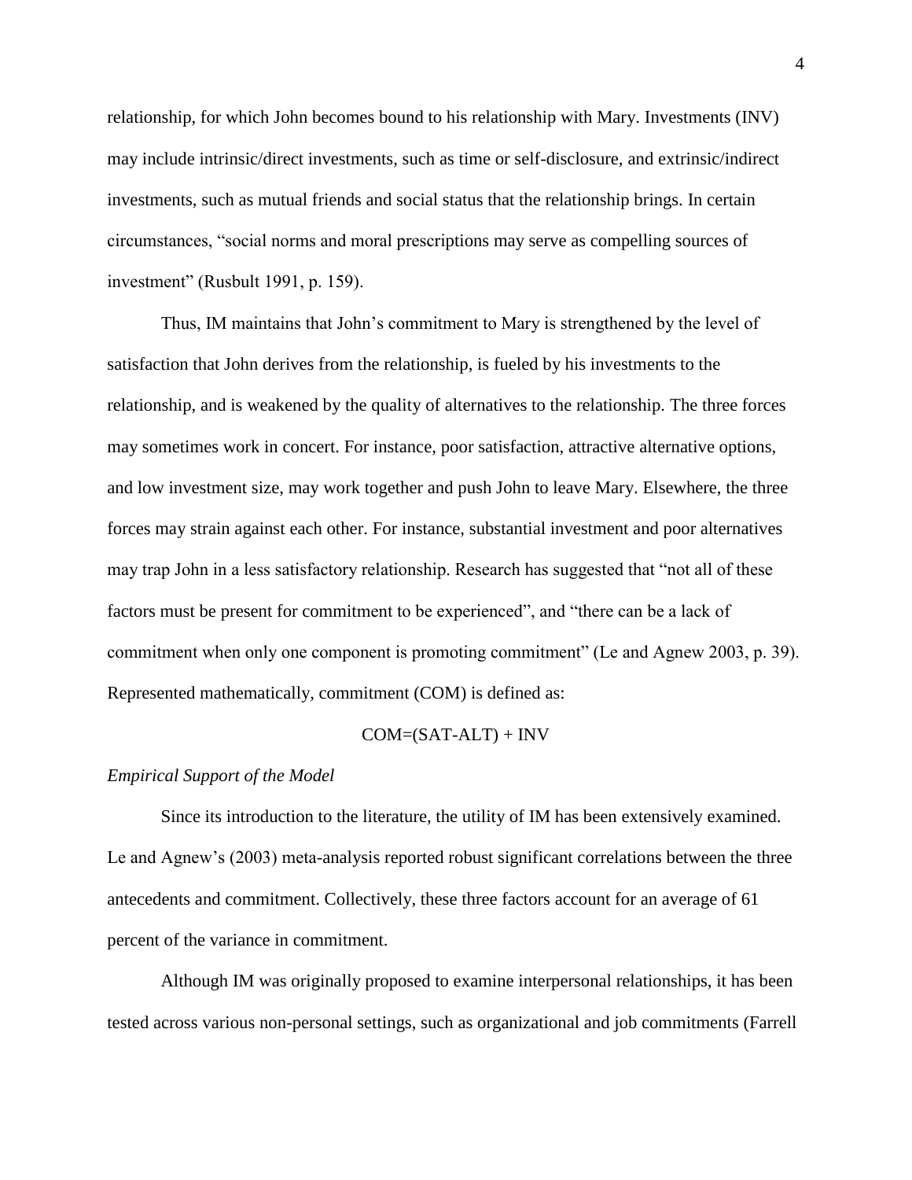relationship, for which John becomes bound to his relationship with Mary. Investments (INV) may include intrinsic/direct investments, such as time or self-disclosure, and extrinsic/indirect investments, such as mutual friends and social status that the relationship brings. In certain circumstances, "social norms and moral prescriptions may serve as compelling sources of investment" (Rusbult 1991, p. 159).

Thus, IM maintains that John's commitment to Mary is strengthened by the level of satisfaction that John derives from the relationship, is fueled by his investments to the relationship, and is weakened by the quality of alternatives to the relationship. The three forces may sometimes work in concert. For instance, poor satisfaction, attractive alternative options, and low investment size, may work together and push John to leave Mary. Elsewhere, the three forces may strain against each other. For instance, substantial investment and poor alternatives may trap John in a less satisfactory relationship. Research has suggested that "not all of these factors must be present for commitment to be experienced", and "there can be a lack of commitment when only one component is promoting commitment" (Le and Agnew 2003, p. 39). Represented mathematically, commitment (COM) is defined as:

$$COM=(SAT-ALT) + INV$$

*Empirical Support of the Model*

Since its introduction to the literature, the utility of IM has been extensively examined. Le and Agnew's (2003) meta-analysis reported robust significant correlations between the three antecedents and commitment. Collectively, these three factors account for an average of 61 percent of the variance in commitment.

Although IM was originally proposed to examine interpersonal relationships, it has been tested across various non-personal settings, such as organizational and job commitments (Farrell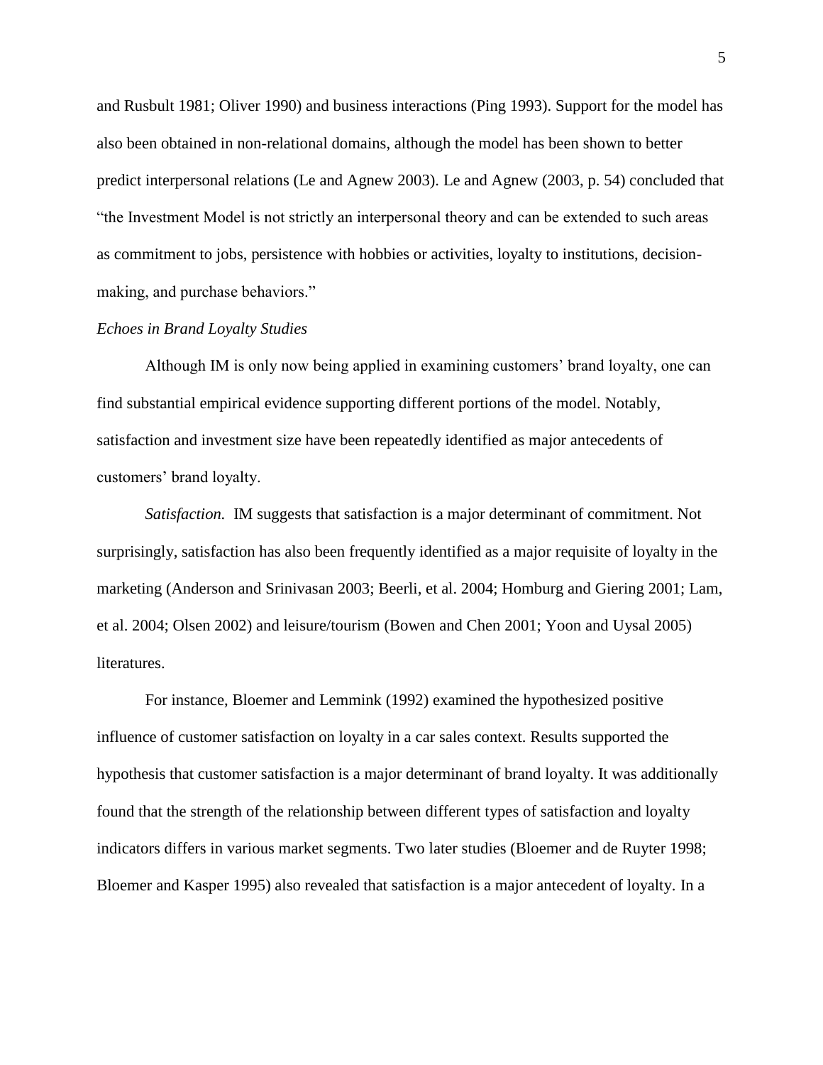and Rusbult 1981; Oliver 1990) and business interactions (Ping 1993). Support for the model has also been obtained in non-relational domains, although the model has been shown to better predict interpersonal relations (Le and Agnew 2003). Le and Agnew (2003, p. 54) concluded that "the Investment Model is not strictly an interpersonal theory and can be extended to such areas as commitment to jobs, persistence with hobbies or activities, loyalty to institutions, decision-making, and purchase behaviors."

*Echoes in Brand Loyalty Studies*

Although IM is only now being applied in examining customers' brand loyalty, one can find substantial empirical evidence supporting different portions of the model. Notably, satisfaction and investment size have been repeatedly identified as major antecedents of customers' brand loyalty.

*Satisfaction.* IM suggests that satisfaction is a major determinant of commitment. Not surprisingly, satisfaction has also been frequently identified as a major requisite of loyalty in the marketing (Anderson and Srinivasan 2003; Beerli, et al. 2004; Homburg and Giering 2001; Lam, et al. 2004; Olsen 2002) and leisure/tourism (Bowen and Chen 2001; Yoon and Uysal 2005) literatures.

For instance, Bloemer and Lemmink (1992) examined the hypothesized positive influence of customer satisfaction on loyalty in a car sales context. Results supported the hypothesis that customer satisfaction is a major determinant of brand loyalty. It was additionally found that the strength of the relationship between different types of satisfaction and loyalty indicators differs in various market segments. Two later studies (Bloemer and de Ruyter 1998; Bloemer and Kasper 1995) also revealed that satisfaction is a major antecedent of loyalty. In a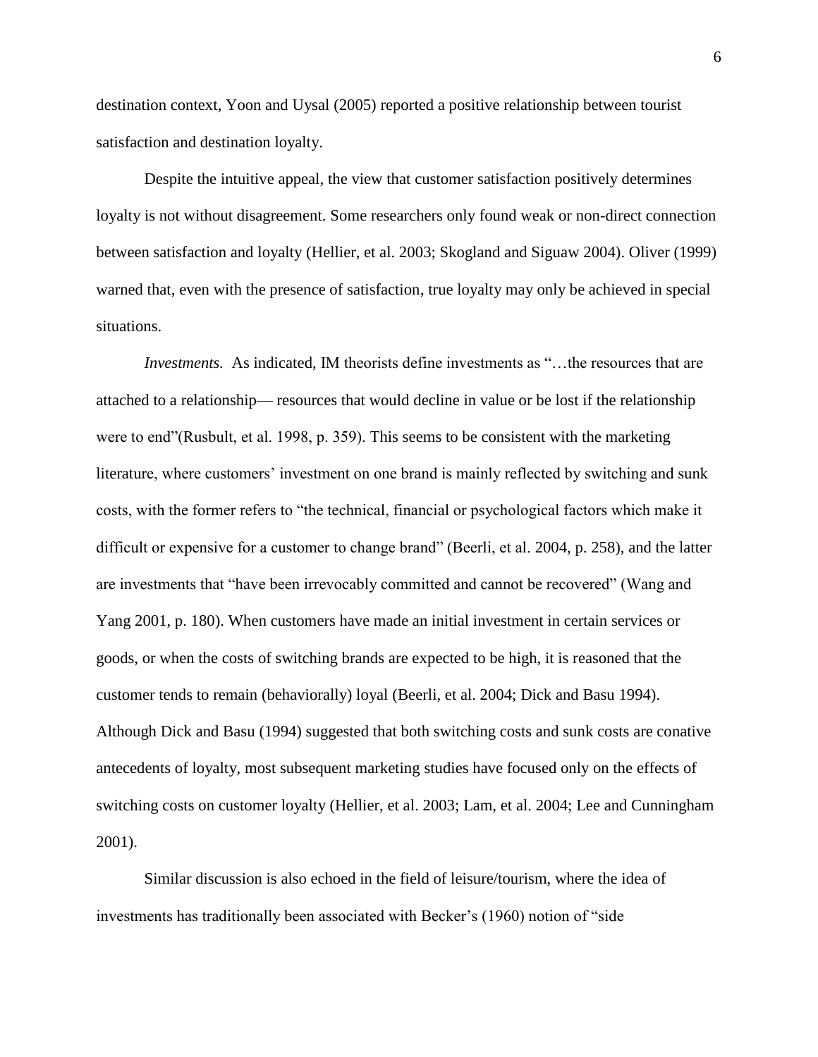destination context, Yoon and Uysal (2005) reported a positive relationship between tourist satisfaction and destination loyalty.

Despite the intuitive appeal, the view that customer satisfaction positively determines loyalty is not without disagreement. Some researchers only found weak or non-direct connection between satisfaction and loyalty (Hellier, et al. 2003; Skogland and Siguaw 2004). Oliver (1999) warned that, even with the presence of satisfaction, true loyalty may only be achieved in special situations.

*Investments.* As indicated, IM theorists define investments as "…the resources that are attached to a relationship— resources that would decline in value or be lost if the relationship were to end"(Rusbult, et al. 1998, p. 359). This seems to be consistent with the marketing literature, where customers' investment on one brand is mainly reflected by switching and sunk costs, with the former refers to "the technical, financial or psychological factors which make it difficult or expensive for a customer to change brand" (Beerli, et al. 2004, p. 258), and the latter are investments that "have been irrevocably committed and cannot be recovered" (Wang and Yang 2001, p. 180). When customers have made an initial investment in certain services or goods, or when the costs of switching brands are expected to be high, it is reasoned that the customer tends to remain (behaviorally) loyal (Beerli, et al. 2004; Dick and Basu 1994). Although Dick and Basu (1994) suggested that both switching costs and sunk costs are conative antecedents of loyalty, most subsequent marketing studies have focused only on the effects of switching costs on customer loyalty (Hellier, et al. 2003; Lam, et al. 2004; Lee and Cunningham 2001).

Similar discussion is also echoed in the field of leisure/tourism, where the idea of investments has traditionally been associated with Becker's (1960) notion of "side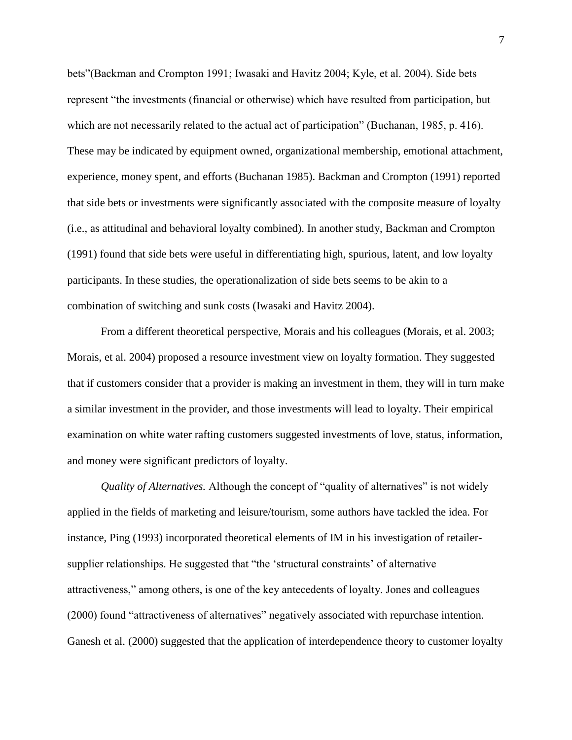bets"(Backman and Crompton 1991; Iwasaki and Havitz 2004; Kyle, et al. 2004). Side bets represent "the investments (financial or otherwise) which have resulted from participation, but which are not necessarily related to the actual act of participation" (Buchanan, 1985, p. 416). These may be indicated by equipment owned, organizational membership, emotional attachment, experience, money spent, and efforts (Buchanan 1985). Backman and Crompton (1991) reported that side bets or investments were significantly associated with the composite measure of loyalty (i.e., as attitudinal and behavioral loyalty combined). In another study, Backman and Crompton (1991) found that side bets were useful in differentiating high, spurious, latent, and low loyalty participants. In these studies, the operationalization of side bets seems to be akin to a combination of switching and sunk costs (Iwasaki and Havitz 2004).

From a different theoretical perspective, Morais and his colleagues (Morais, et al. 2003; Morais, et al. 2004) proposed a resource investment view on loyalty formation. They suggested that if customers consider that a provider is making an investment in them, they will in turn make a similar investment in the provider, and those investments will lead to loyalty. Their empirical examination on white water rafting customers suggested investments of love, status, information, and money were significant predictors of loyalty.

*Quality of Alternatives.* Although the concept of "quality of alternatives" is not widely applied in the fields of marketing and leisure/tourism, some authors have tackled the idea. For instance, Ping (1993) incorporated theoretical elements of IM in his investigation of retailer-supplier relationships. He suggested that "the 'structural constraints' of alternative attractiveness," among others, is one of the key antecedents of loyalty. Jones and colleagues (2000) found "attractiveness of alternatives" negatively associated with repurchase intention. Ganesh et al. (2000) suggested that the application of interdependence theory to customer loyalty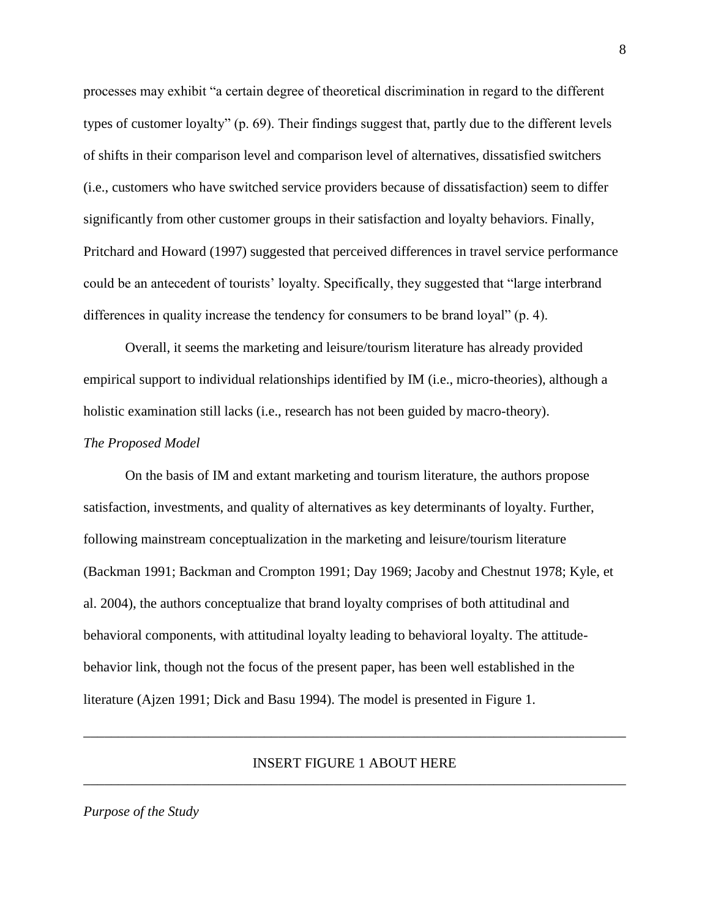processes may exhibit "a certain degree of theoretical discrimination in regard to the different types of customer loyalty" (p. 69). Their findings suggest that, partly due to the different levels of shifts in their comparison level and comparison level of alternatives, dissatisfied switchers (i.e., customers who have switched service providers because of dissatisfaction) seem to differ significantly from other customer groups in their satisfaction and loyalty behaviors. Finally, Pritchard and Howard (1997) suggested that perceived differences in travel service performance could be an antecedent of tourists' loyalty. Specifically, they suggested that "large interbrand differences in quality increase the tendency for consumers to be brand loyal" (p. 4).

Overall, it seems the marketing and leisure/tourism literature has already provided empirical support to individual relationships identified by IM (i.e., micro-theories), although a holistic examination still lacks (i.e., research has not been guided by macro-theory).

*The Proposed Model*

On the basis of IM and extant marketing and tourism literature, the authors propose satisfaction, investments, and quality of alternatives as key determinants of loyalty. Further, following mainstream conceptualization in the marketing and leisure/tourism literature (Backman 1991; Backman and Crompton 1991; Day 1969; Jacoby and Chestnut 1978; Kyle, et al. 2004), the authors conceptualize that brand loyalty comprises of both attitudinal and behavioral components, with attitudinal loyalty leading to behavioral loyalty. The attitude-behavior link, though not the focus of the present paper, has been well established in the literature (Ajzen 1991; Dick and Basu 1994). The model is presented in Figure 1.

---

INSERT FIGURE 1 ABOUT HERE

---

*Purpose of the Study*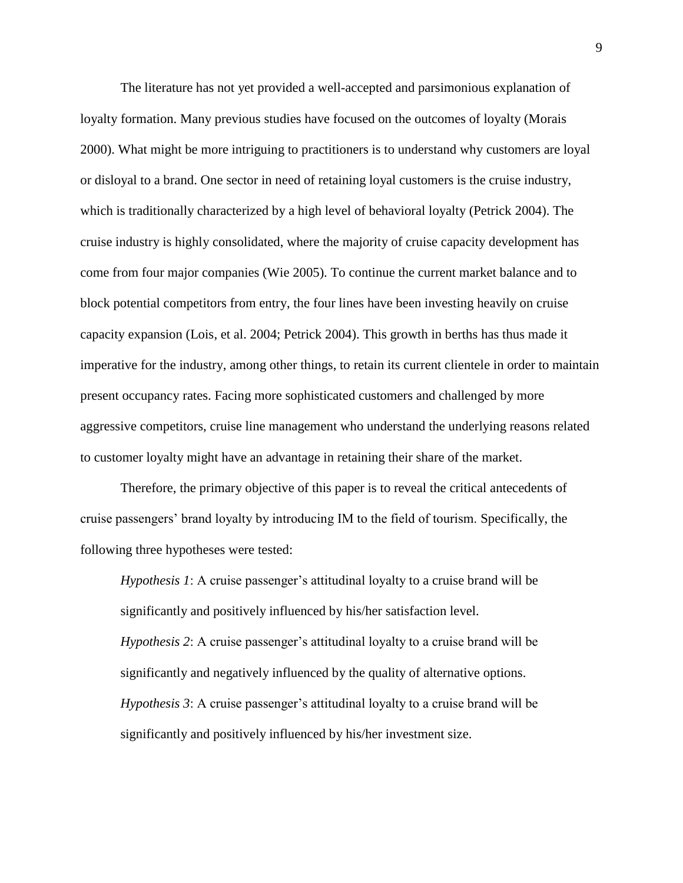The literature has not yet provided a well-accepted and parsimonious explanation of loyalty formation. Many previous studies have focused on the outcomes of loyalty (Morais 2000). What might be more intriguing to practitioners is to understand why customers are loyal or disloyal to a brand. One sector in need of retaining loyal customers is the cruise industry, which is traditionally characterized by a high level of behavioral loyalty (Petrick 2004). The cruise industry is highly consolidated, where the majority of cruise capacity development has come from four major companies (Wie 2005). To continue the current market balance and to block potential competitors from entry, the four lines have been investing heavily on cruise capacity expansion (Lois, et al. 2004; Petrick 2004). This growth in berths has thus made it imperative for the industry, among other things, to retain its current clientele in order to maintain present occupancy rates. Facing more sophisticated customers and challenged by more aggressive competitors, cruise line management who understand the underlying reasons related to customer loyalty might have an advantage in retaining their share of the market.

Therefore, the primary objective of this paper is to reveal the critical antecedents of cruise passengers' brand loyalty by introducing IM to the field of tourism. Specifically, the following three hypotheses were tested:

*Hypothesis 1*: A cruise passenger's attitudinal loyalty to a cruise brand will be significantly and positively influenced by his/her satisfaction level.

*Hypothesis 2*: A cruise passenger's attitudinal loyalty to a cruise brand will be significantly and negatively influenced by the quality of alternative options.

*Hypothesis 3*: A cruise passenger's attitudinal loyalty to a cruise brand will be significantly and positively influenced by his/her investment size.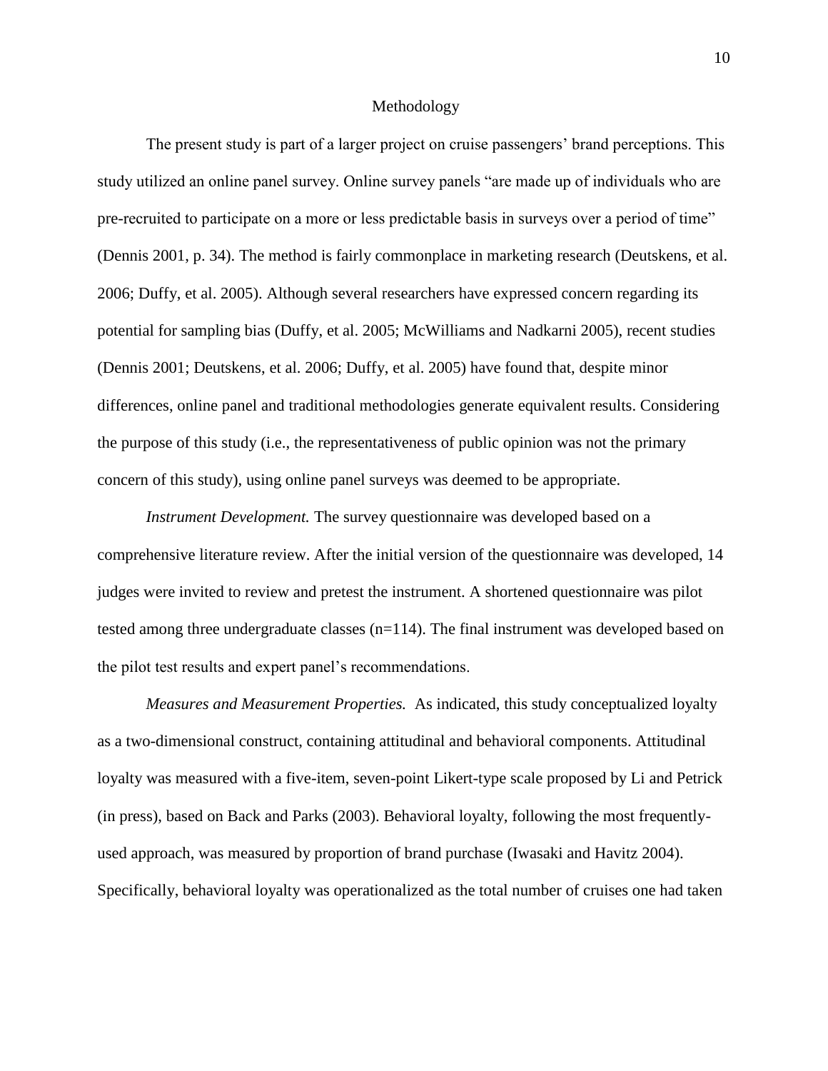# Methodology

The present study is part of a larger project on cruise passengers' brand perceptions. This study utilized an online panel survey. Online survey panels "are made up of individuals who are pre-recruited to participate on a more or less predictable basis in surveys over a period of time" (Dennis 2001, p. 34). The method is fairly commonplace in marketing research (Deutskens, et al. 2006; Duffy, et al. 2005). Although several researchers have expressed concern regarding its potential for sampling bias (Duffy, et al. 2005; McWilliams and Nadkarni 2005), recent studies (Dennis 2001; Deutskens, et al. 2006; Duffy, et al. 2005) have found that, despite minor differences, online panel and traditional methodologies generate equivalent results. Considering the purpose of this study (i.e., the representativeness of public opinion was not the primary concern of this study), using online panel surveys was deemed to be appropriate.

*Instrument Development.* The survey questionnaire was developed based on a comprehensive literature review. After the initial version of the questionnaire was developed, 14 judges were invited to review and pretest the instrument. A shortened questionnaire was pilot tested among three undergraduate classes (n=114). The final instrument was developed based on the pilot test results and expert panel's recommendations.

*Measures and Measurement Properties.* As indicated, this study conceptualized loyalty as a two-dimensional construct, containing attitudinal and behavioral components. Attitudinal loyalty was measured with a five-item, seven-point Likert-type scale proposed by Li and Petrick (in press), based on Back and Parks (2003). Behavioral loyalty, following the most frequently-used approach, was measured by proportion of brand purchase (Iwasaki and Havitz 2004). Specifically, behavioral loyalty was operationalized as the total number of cruises one had taken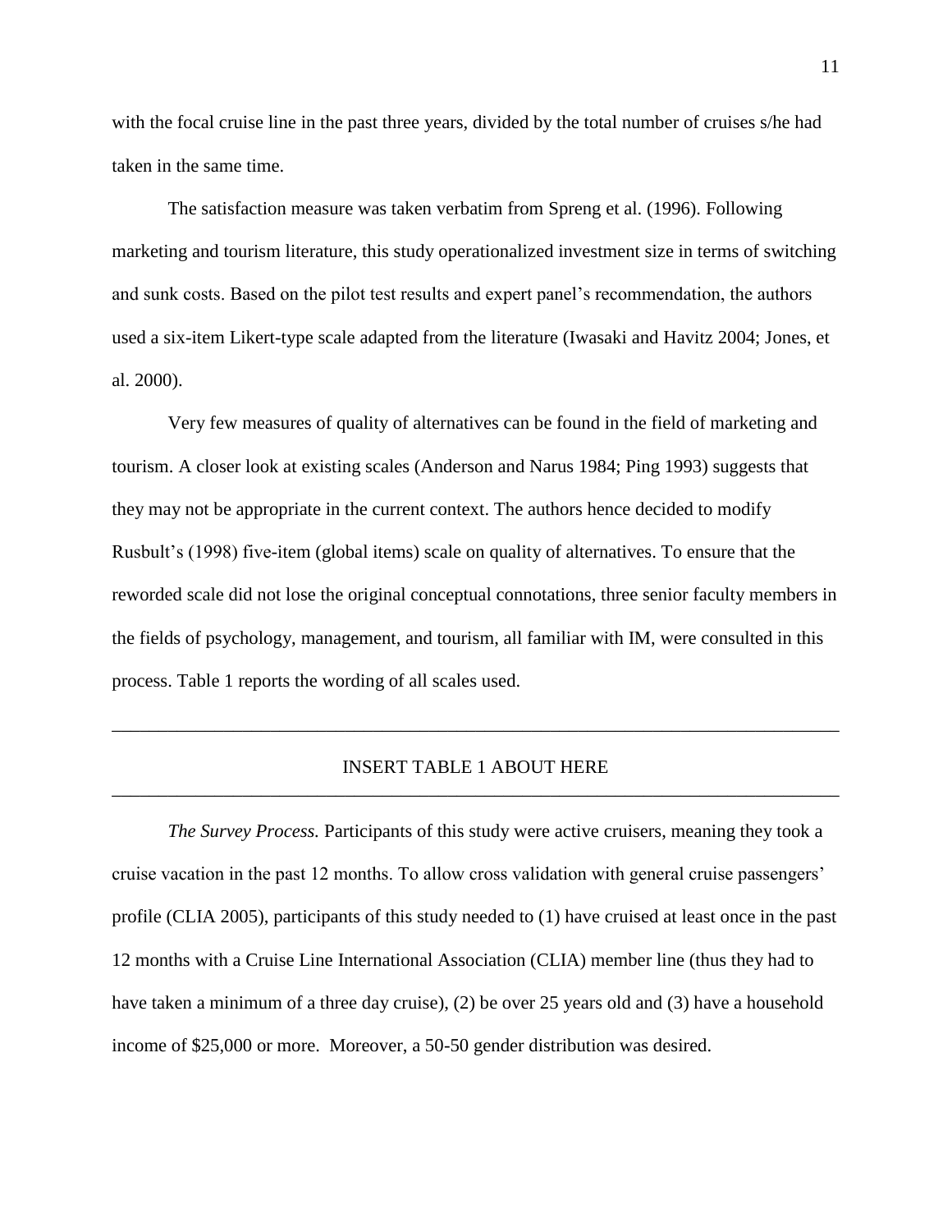with the focal cruise line in the past three years, divided by the total number of cruises s/he had taken in the same time.

The satisfaction measure was taken verbatim from Spreng et al. (1996). Following marketing and tourism literature, this study operationalized investment size in terms of switching and sunk costs. Based on the pilot test results and expert panel's recommendation, the authors used a six-item Likert-type scale adapted from the literature (Iwasaki and Havitz 2004; Jones, et al. 2000).

Very few measures of quality of alternatives can be found in the field of marketing and tourism. A closer look at existing scales (Anderson and Narus 1984; Ping 1993) suggests that they may not be appropriate in the current context. The authors hence decided to modify Rusbult's (1998) five-item (global items) scale on quality of alternatives. To ensure that the reworded scale did not lose the original conceptual connotations, three senior faculty members in the fields of psychology, management, and tourism, all familiar with IM, were consulted in this process. Table 1 reports the wording of all scales used.

---

INSERT TABLE 1 ABOUT HERE

---

*The Survey Process.* Participants of this study were active cruisers, meaning they took a cruise vacation in the past 12 months. To allow cross validation with general cruise passengers' profile (CLIA 2005), participants of this study needed to (1) have cruised at least once in the past 12 months with a Cruise Line International Association (CLIA) member line (thus they had to have taken a minimum of a three day cruise), (2) be over 25 years old and (3) have a household income of $25,000 or more. Moreover, a 50-50 gender distribution was desired.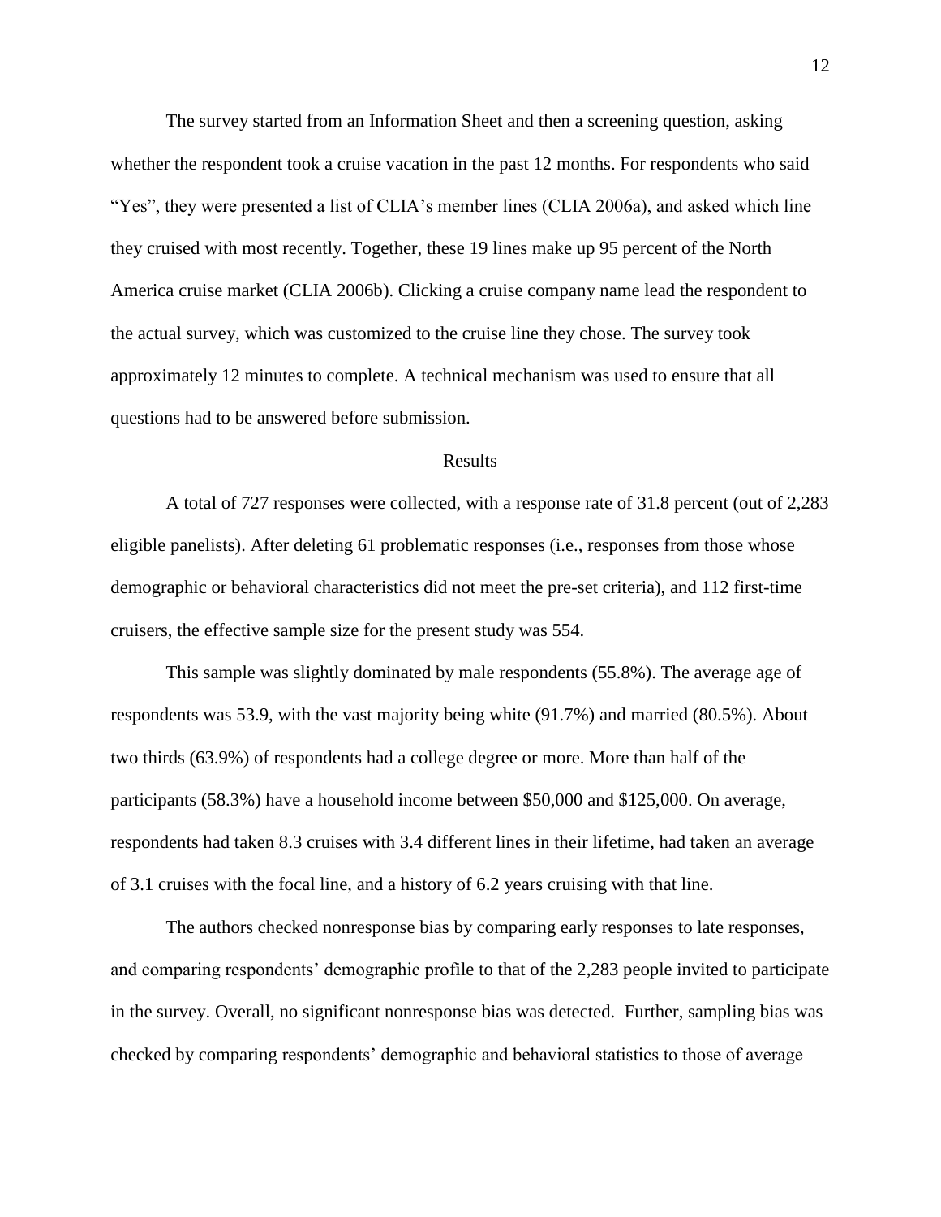The survey started from an Information Sheet and then a screening question, asking whether the respondent took a cruise vacation in the past 12 months. For respondents who said "Yes", they were presented a list of CLIA's member lines (CLIA 2006a), and asked which line they cruised with most recently. Together, these 19 lines make up 95 percent of the North America cruise market (CLIA 2006b). Clicking a cruise company name lead the respondent to the actual survey, which was customized to the cruise line they chose. The survey took approximately 12 minutes to complete. A technical mechanism was used to ensure that all questions had to be answered before submission.

## Results

A total of 727 responses were collected, with a response rate of 31.8 percent (out of 2,283 eligible panelists). After deleting 61 problematic responses (i.e., responses from those whose demographic or behavioral characteristics did not meet the pre-set criteria), and 112 first-time cruisers, the effective sample size for the present study was 554.

This sample was slightly dominated by male respondents (55.8%). The average age of respondents was 53.9, with the vast majority being white (91.7%) and married (80.5%). About two thirds (63.9%) of respondents had a college degree or more. More than half of the participants (58.3%) have a household income between $50,000 and $125,000. On average, respondents had taken 8.3 cruises with 3.4 different lines in their lifetime, had taken an average of 3.1 cruises with the focal line, and a history of 6.2 years cruising with that line.

The authors checked nonresponse bias by comparing early responses to late responses, and comparing respondents' demographic profile to that of the 2,283 people invited to participate in the survey. Overall, no significant nonresponse bias was detected. Further, sampling bias was checked by comparing respondents' demographic and behavioral statistics to those of average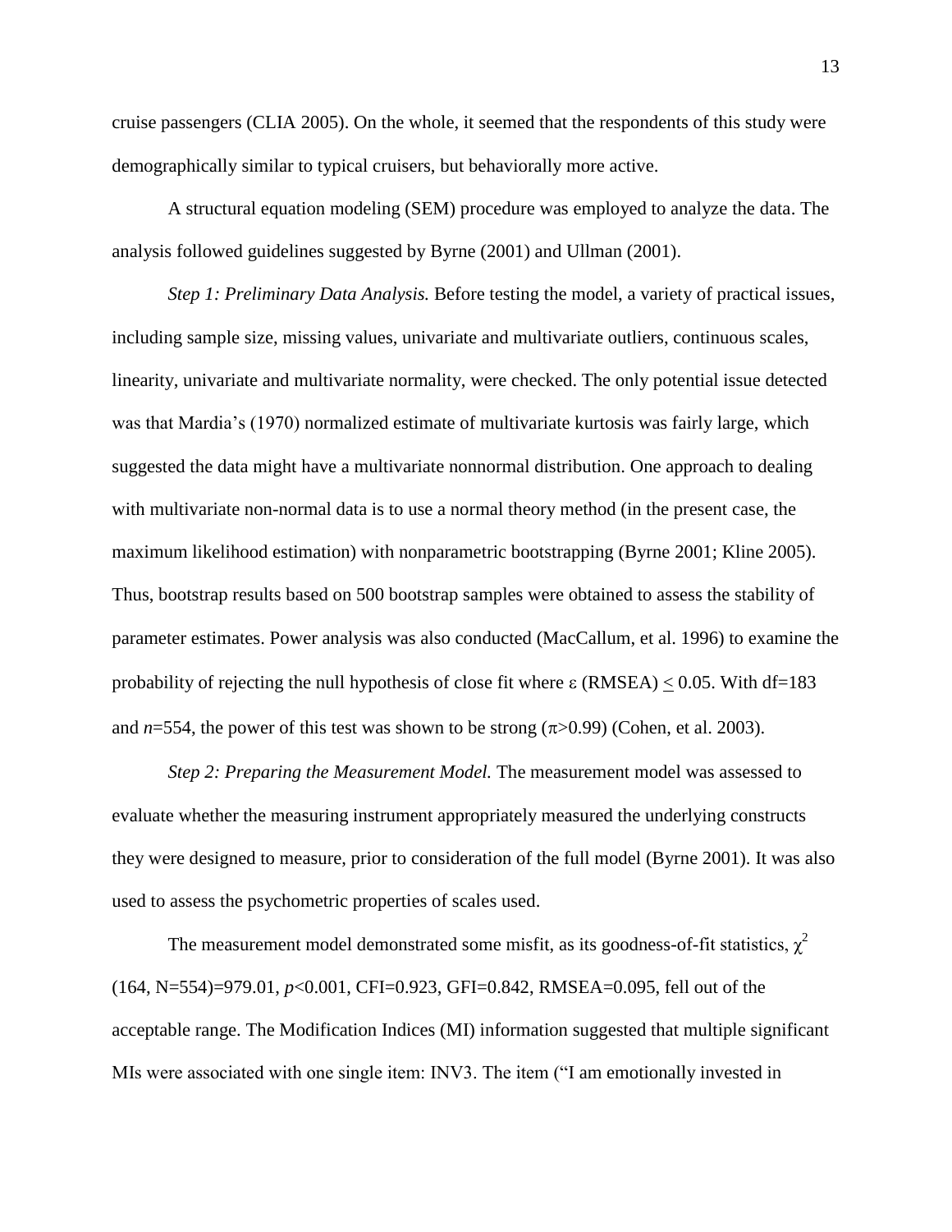cruise passengers (CLIA 2005). On the whole, it seemed that the respondents of this study were demographically similar to typical cruisers, but behaviorally more active.

A structural equation modeling (SEM) procedure was employed to analyze the data. The analysis followed guidelines suggested by Byrne (2001) and Ullman (2001).

*Step 1: Preliminary Data Analysis.* Before testing the model, a variety of practical issues, including sample size, missing values, univariate and multivariate outliers, continuous scales, linearity, univariate and multivariate normality, were checked. The only potential issue detected was that Mardia's (1970) normalized estimate of multivariate kurtosis was fairly large, which suggested the data might have a multivariate nonnormal distribution. One approach to dealing with multivariate non-normal data is to use a normal theory method (in the present case, the maximum likelihood estimation) with nonparametric bootstrapping (Byrne 2001; Kline 2005). Thus, bootstrap results based on 500 bootstrap samples were obtained to assess the stability of parameter estimates. Power analysis was also conducted (MacCallum, et al. 1996) to examine the probability of rejecting the null hypothesis of close fit where $\varepsilon$ (RMSEA) $\leq 0.05$. With df=183 and $n$=554, the power of this test was shown to be strong ($\pi > 0.99$) (Cohen, et al. 2003).

*Step 2: Preparing the Measurement Model.* The measurement model was assessed to evaluate whether the measuring instrument appropriately measured the underlying constructs they were designed to measure, prior to consideration of the full model (Byrne 2001). It was also used to assess the psychometric properties of scales used.

The measurement model demonstrated some misfit, as its goodness-of-fit statistics, $\chi^2$ (164, N=554)=979.01, $p<0.001$, CFI=0.923, GFI=0.842, RMSEA=0.095, fell out of the acceptable range. The Modification Indices (MI) information suggested that multiple significant MIs were associated with one single item: INV3. The item ("I am emotionally invested in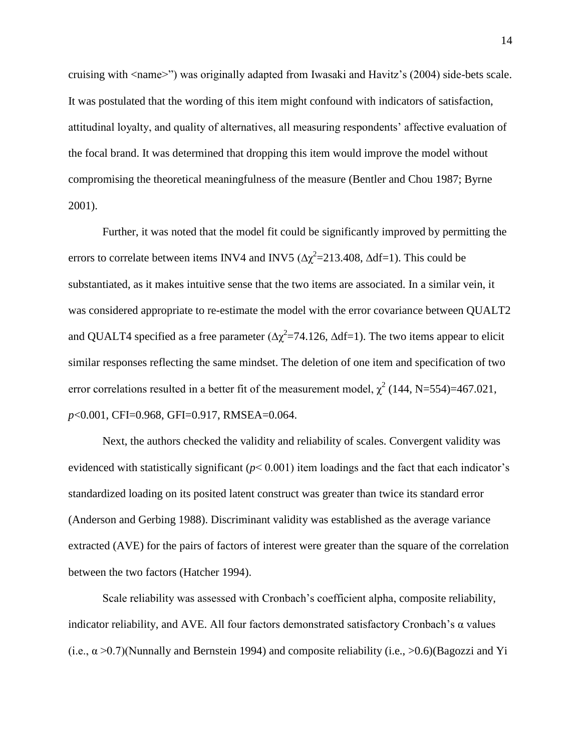cruising with <name>") was originally adapted from Iwasaki and Havitz's (2004) side-bets scale. It was postulated that the wording of this item might confound with indicators of satisfaction, attitudinal loyalty, and quality of alternatives, all measuring respondents' affective evaluation of the focal brand. It was determined that dropping this item would improve the model without compromising the theoretical meaningfulness of the measure (Bentler and Chou 1987; Byrne 2001).

Further, it was noted that the model fit could be significantly improved by permitting the errors to correlate between items INV4 and INV5 ($\Delta\chi^2$=213.408, $\Delta$df=1). This could be substantiated, as it makes intuitive sense that the two items are associated. In a similar vein, it was considered appropriate to re-estimate the model with the error covariance between QUALT2 and QUALT4 specified as a free parameter ($\Delta\chi^2$=74.126, $\Delta$df=1). The two items appear to elicit similar responses reflecting the same mindset. The deletion of one item and specification of two error correlations resulted in a better fit of the measurement model, $\chi^2$ (144, N=554)=467.021, $p$<0.001, CFI=0.968, GFI=0.917, RMSEA=0.064.

Next, the authors checked the validity and reliability of scales. Convergent validity was evidenced with statistically significant ($p$< 0.001) item loadings and the fact that each indicator's standardized loading on its posited latent construct was greater than twice its standard error (Anderson and Gerbing 1988). Discriminant validity was established as the average variance extracted (AVE) for the pairs of factors of interest were greater than the square of the correlation between the two factors (Hatcher 1994).

Scale reliability was assessed with Cronbach's coefficient alpha, composite reliability, indicator reliability, and AVE. All four factors demonstrated satisfactory Cronbach's α values (i.e., $\alpha$ >0.7)(Nunnally and Bernstein 1994) and composite reliability (i.e., >0.6)(Bagozzi and Yi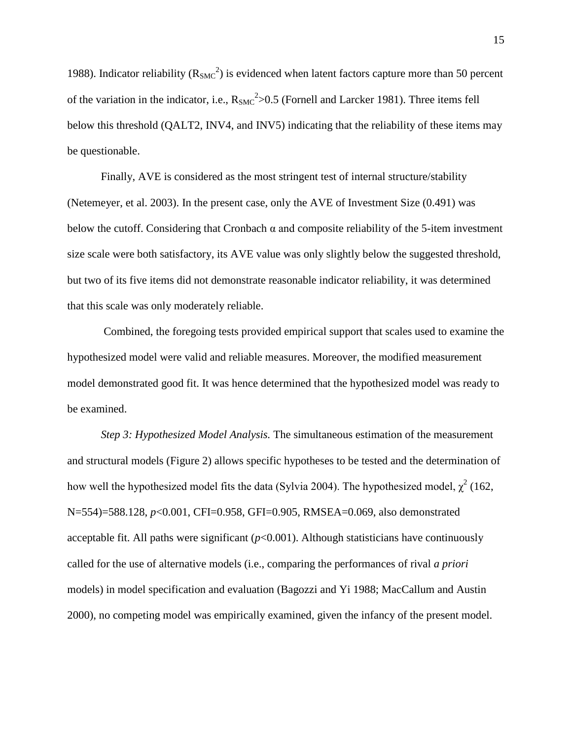1988). Indicator reliability ($R_{SMC}^2$) is evidenced when latent factors capture more than 50 percent of the variation in the indicator, i.e., $R_{SMC}^2>0.5$ (Fornell and Larcker 1981). Three items fell below this threshold (QALT2, INV4, and INV5) indicating that the reliability of these items may be questionable.

Finally, AVE is considered as the most stringent test of internal structure/stability (Netemeyer, et al. 2003). In the present case, only the AVE of Investment Size (0.491) was below the cutoff. Considering that Cronbach α and composite reliability of the 5-item investment size scale were both satisfactory, its AVE value was only slightly below the suggested threshold, but two of its five items did not demonstrate reasonable indicator reliability, it was determined that this scale was only moderately reliable.

Combined, the foregoing tests provided empirical support that scales used to examine the hypothesized model were valid and reliable measures. Moreover, the modified measurement model demonstrated good fit. It was hence determined that the hypothesized model was ready to be examined.

*Step 3: Hypothesized Model Analysis.* The simultaneous estimation of the measurement and structural models (Figure 2) allows specific hypotheses to be tested and the determination of how well the hypothesized model fits the data (Sylvia 2004). The hypothesized model, $\chi^2$ (162, N=554)=588.128, $p<0.001$, CFI=0.958, GFI=0.905, RMSEA=0.069, also demonstrated acceptable fit. All paths were significant ($p<0.001$). Although statisticians have continuously called for the use of alternative models (i.e., comparing the performances of rival *a priori* models) in model specification and evaluation (Bagozzi and Yi 1988; MacCallum and Austin 2000), no competing model was empirically examined, given the infancy of the present model.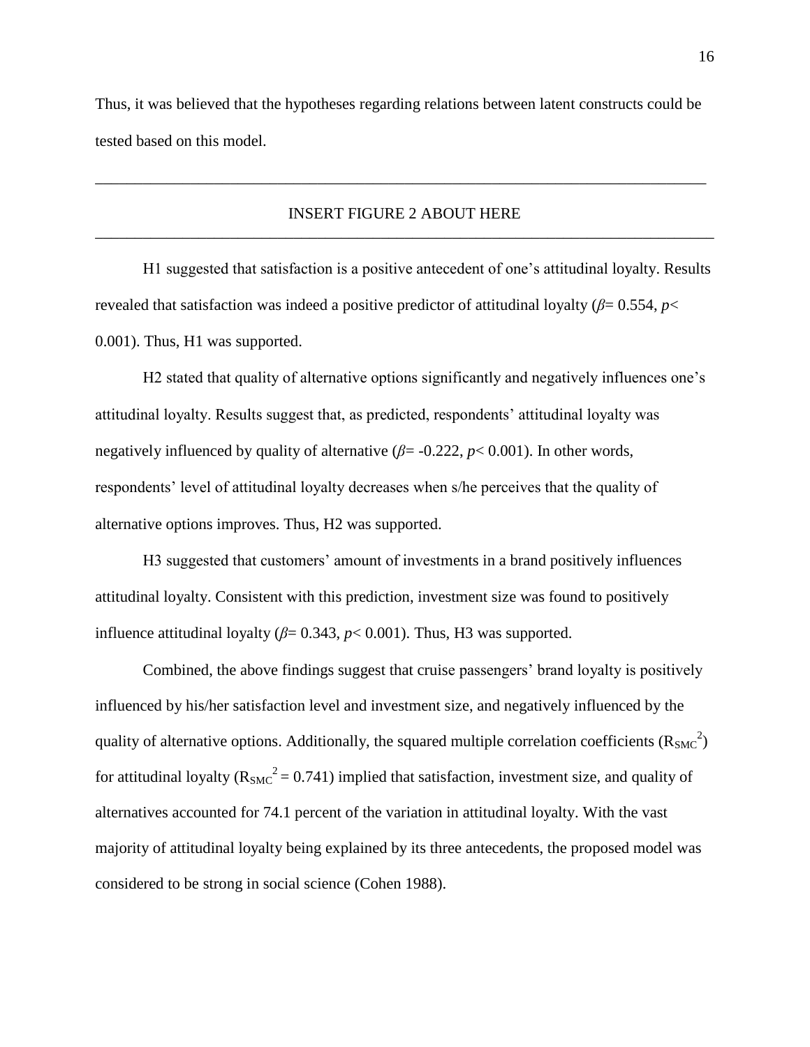Thus, it was believed that the hypotheses regarding relations between latent constructs could be tested based on this model.

---

INSERT FIGURE 2 ABOUT HERE

---

H1 suggested that satisfaction is a positive antecedent of one's attitudinal loyalty. Results revealed that satisfaction was indeed a positive predictor of attitudinal loyalty ($\beta = 0.554$, $p < 0.001$). Thus, H1 was supported.

H2 stated that quality of alternative options significantly and negatively influences one's attitudinal loyalty. Results suggest that, as predicted, respondents' attitudinal loyalty was negatively influenced by quality of alternative ($\beta = -0.222$, $p < 0.001$). In other words, respondents' level of attitudinal loyalty decreases when s/he perceives that the quality of alternative options improves. Thus, H2 was supported.

H3 suggested that customers' amount of investments in a brand positively influences attitudinal loyalty. Consistent with this prediction, investment size was found to positively influence attitudinal loyalty ($\beta = 0.343$, $p < 0.001$). Thus, H3 was supported.

Combined, the above findings suggest that cruise passengers' brand loyalty is positively influenced by his/her satisfaction level and investment size, and negatively influenced by the quality of alternative options. Additionally, the squared multiple correlation coefficients ($R_{SMC}^2$) for attitudinal loyalty ($R_{SMC}^2 = 0.741$) implied that satisfaction, investment size, and quality of alternatives accounted for 74.1 percent of the variation in attitudinal loyalty. With the vast majority of attitudinal loyalty being explained by its three antecedents, the proposed model was considered to be strong in social science (Cohen 1988).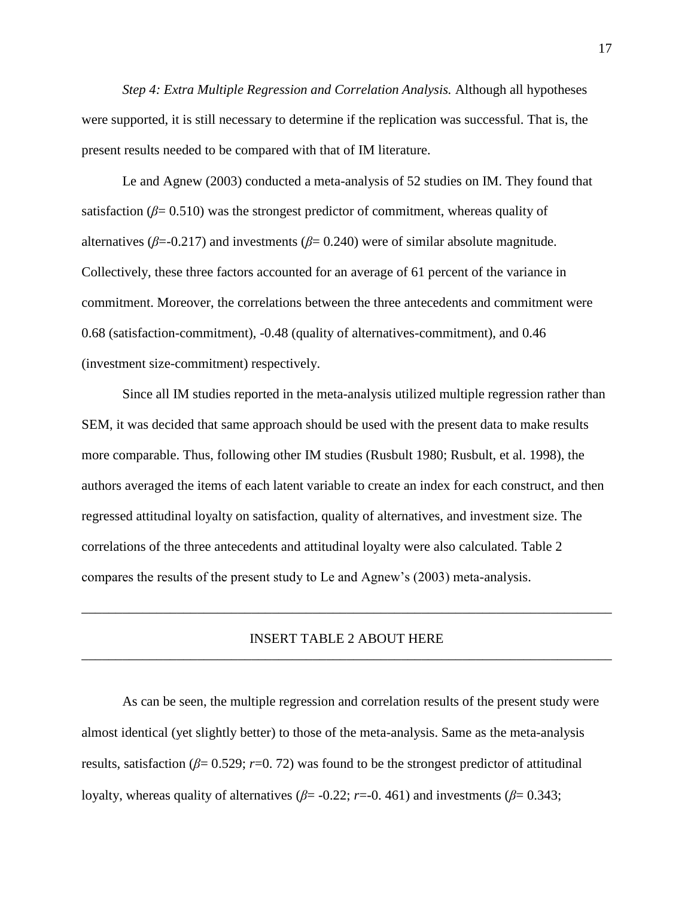*Step 4: Extra Multiple Regression and Correlation Analysis.* Although all hypotheses were supported, it is still necessary to determine if the replication was successful. That is, the present results needed to be compared with that of IM literature.

Le and Agnew (2003) conducted a meta-analysis of 52 studies on IM. They found that satisfaction ($\beta$= 0.510) was the strongest predictor of commitment, whereas quality of alternatives ($\beta$=-0.217) and investments ($\beta$= 0.240) were of similar absolute magnitude. Collectively, these three factors accounted for an average of 61 percent of the variance in commitment. Moreover, the correlations between the three antecedents and commitment were 0.68 (satisfaction-commitment), -0.48 (quality of alternatives-commitment), and 0.46 (investment size-commitment) respectively.

Since all IM studies reported in the meta-analysis utilized multiple regression rather than SEM, it was decided that same approach should be used with the present data to make results more comparable. Thus, following other IM studies (Rusbult 1980; Rusbult, et al. 1998), the authors averaged the items of each latent variable to create an index for each construct, and then regressed attitudinal loyalty on satisfaction, quality of alternatives, and investment size. The correlations of the three antecedents and attitudinal loyalty were also calculated. Table 2 compares the results of the present study to Le and Agnew's (2003) meta-analysis.

---

INSERT TABLE 2 ABOUT HERE

---

As can be seen, the multiple regression and correlation results of the present study were almost identical (yet slightly better) to those of the meta-analysis. Same as the meta-analysis results, satisfaction ($\beta$= 0.529; $r$=0. 72) was found to be the strongest predictor of attitudinal loyalty, whereas quality of alternatives ($\beta$= -0.22; $r$=-0. 461) and investments ($\beta$= 0.343;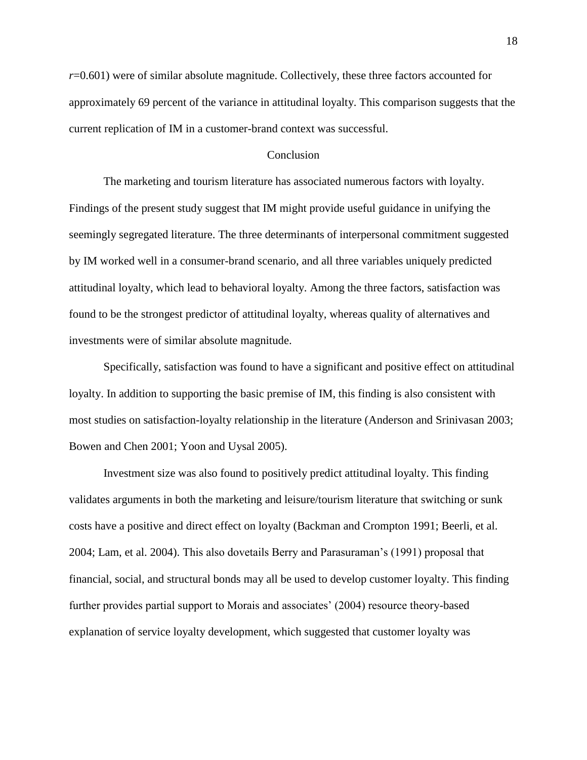$r$=0.601) were of similar absolute magnitude. Collectively, these three factors accounted for approximately 69 percent of the variance in attitudinal loyalty. This comparison suggests that the current replication of IM in a customer-brand context was successful.

## Conclusion

The marketing and tourism literature has associated numerous factors with loyalty. Findings of the present study suggest that IM might provide useful guidance in unifying the seemingly segregated literature. The three determinants of interpersonal commitment suggested by IM worked well in a consumer-brand scenario, and all three variables uniquely predicted attitudinal loyalty, which lead to behavioral loyalty. Among the three factors, satisfaction was found to be the strongest predictor of attitudinal loyalty, whereas quality of alternatives and investments were of similar absolute magnitude.

Specifically, satisfaction was found to have a significant and positive effect on attitudinal loyalty. In addition to supporting the basic premise of IM, this finding is also consistent with most studies on satisfaction-loyalty relationship in the literature (Anderson and Srinivasan 2003; Bowen and Chen 2001; Yoon and Uysal 2005).

Investment size was also found to positively predict attitudinal loyalty. This finding validates arguments in both the marketing and leisure/tourism literature that switching or sunk costs have a positive and direct effect on loyalty (Backman and Crompton 1991; Beerli, et al. 2004; Lam, et al. 2004). This also dovetails Berry and Parasuraman's (1991) proposal that financial, social, and structural bonds may all be used to develop customer loyalty. This finding further provides partial support to Morais and associates' (2004) resource theory-based explanation of service loyalty development, which suggested that customer loyalty was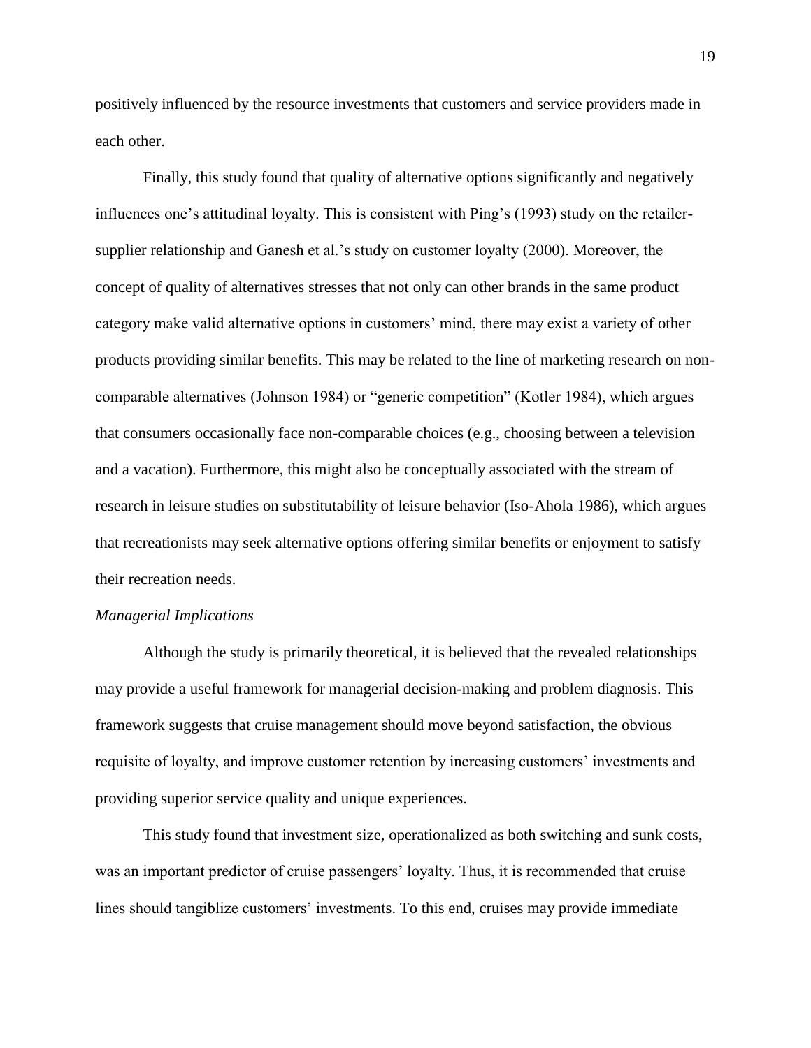positively influenced by the resource investments that customers and service providers made in each other.

Finally, this study found that quality of alternative options significantly and negatively influences one's attitudinal loyalty. This is consistent with Ping's (1993) study on the retailer-supplier relationship and Ganesh et al.'s study on customer loyalty (2000). Moreover, the concept of quality of alternatives stresses that not only can other brands in the same product category make valid alternative options in customers' mind, there may exist a variety of other products providing similar benefits. This may be related to the line of marketing research on non-comparable alternatives (Johnson 1984) or "generic competition" (Kotler 1984), which argues that consumers occasionally face non-comparable choices (e.g., choosing between a television and a vacation). Furthermore, this might also be conceptually associated with the stream of research in leisure studies on substitutability of leisure behavior (Iso-Ahola 1986), which argues that recreationists may seek alternative options offering similar benefits or enjoyment to satisfy their recreation needs.

*Managerial Implications*

Although the study is primarily theoretical, it is believed that the revealed relationships may provide a useful framework for managerial decision-making and problem diagnosis. This framework suggests that cruise management should move beyond satisfaction, the obvious requisite of loyalty, and improve customer retention by increasing customers' investments and providing superior service quality and unique experiences.

This study found that investment size, operationalized as both switching and sunk costs, was an important predictor of cruise passengers' loyalty. Thus, it is recommended that cruise lines should tangiblize customers' investments. To this end, cruises may provide immediate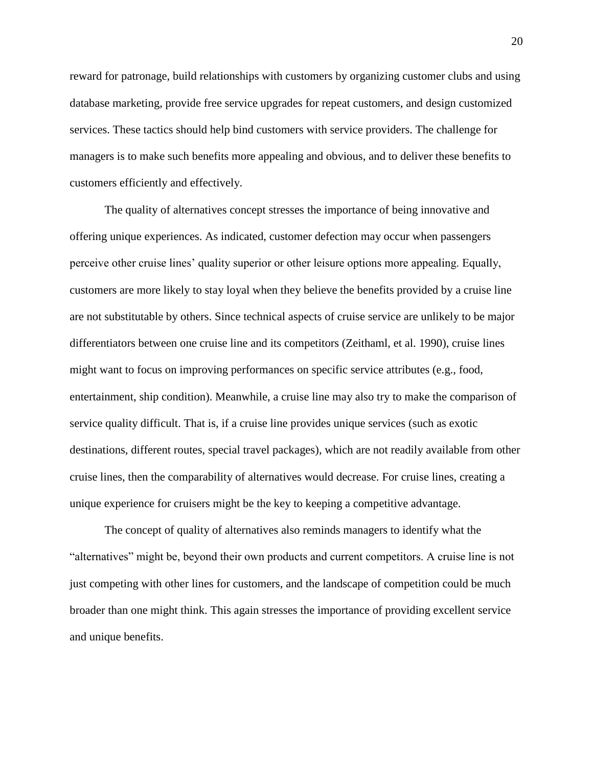reward for patronage, build relationships with customers by organizing customer clubs and using database marketing, provide free service upgrades for repeat customers, and design customized services. These tactics should help bind customers with service providers. The challenge for managers is to make such benefits more appealing and obvious, and to deliver these benefits to customers efficiently and effectively.

The quality of alternatives concept stresses the importance of being innovative and offering unique experiences. As indicated, customer defection may occur when passengers perceive other cruise lines' quality superior or other leisure options more appealing. Equally, customers are more likely to stay loyal when they believe the benefits provided by a cruise line are not substitutable by others. Since technical aspects of cruise service are unlikely to be major differentiators between one cruise line and its competitors (Zeithaml, et al. 1990), cruise lines might want to focus on improving performances on specific service attributes (e.g., food, entertainment, ship condition). Meanwhile, a cruise line may also try to make the comparison of service quality difficult. That is, if a cruise line provides unique services (such as exotic destinations, different routes, special travel packages), which are not readily available from other cruise lines, then the comparability of alternatives would decrease. For cruise lines, creating a unique experience for cruisers might be the key to keeping a competitive advantage.

The concept of quality of alternatives also reminds managers to identify what the "alternatives" might be, beyond their own products and current competitors. A cruise line is not just competing with other lines for customers, and the landscape of competition could be much broader than one might think. This again stresses the importance of providing excellent service and unique benefits.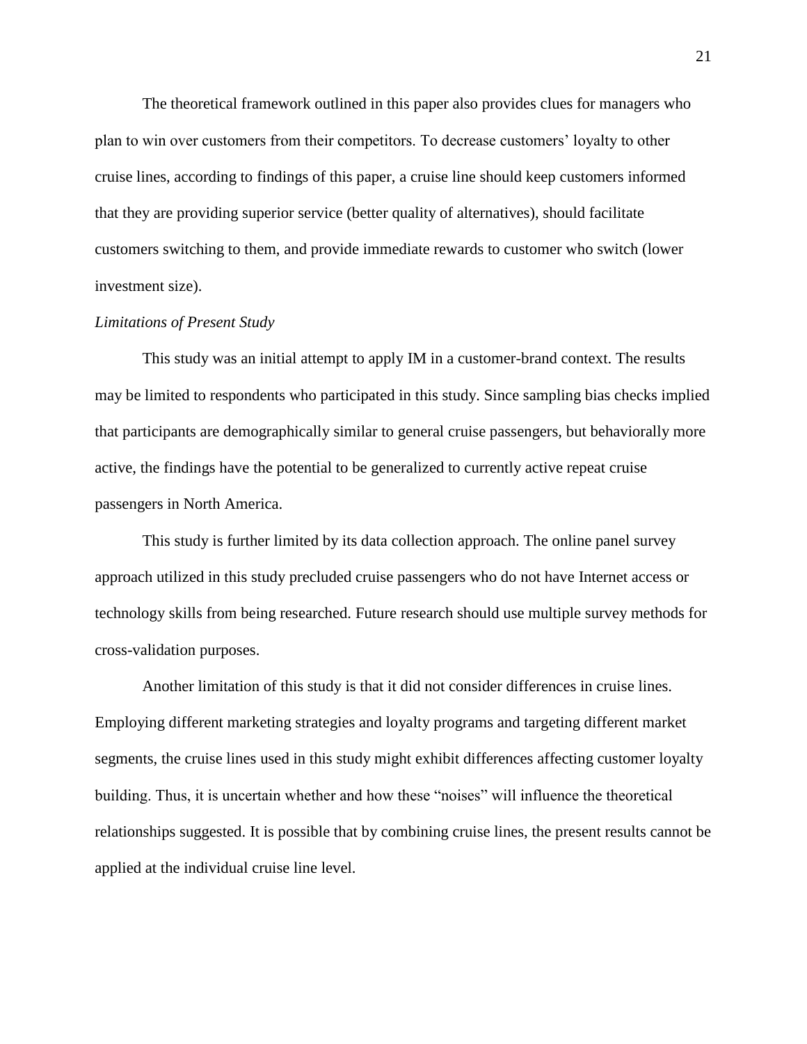The theoretical framework outlined in this paper also provides clues for managers who plan to win over customers from their competitors. To decrease customers' loyalty to other cruise lines, according to findings of this paper, a cruise line should keep customers informed that they are providing superior service (better quality of alternatives), should facilitate customers switching to them, and provide immediate rewards to customer who switch (lower investment size).

### *Limitations of Present Study*

This study was an initial attempt to apply IM in a customer-brand context. The results may be limited to respondents who participated in this study. Since sampling bias checks implied that participants are demographically similar to general cruise passengers, but behaviorally more active, the findings have the potential to be generalized to currently active repeat cruise passengers in North America.

This study is further limited by its data collection approach. The online panel survey approach utilized in this study precluded cruise passengers who do not have Internet access or technology skills from being researched. Future research should use multiple survey methods for cross-validation purposes.

Another limitation of this study is that it did not consider differences in cruise lines. Employing different marketing strategies and loyalty programs and targeting different market segments, the cruise lines used in this study might exhibit differences affecting customer loyalty building. Thus, it is uncertain whether and how these "noises" will influence the theoretical relationships suggested. It is possible that by combining cruise lines, the present results cannot be applied at the individual cruise line level.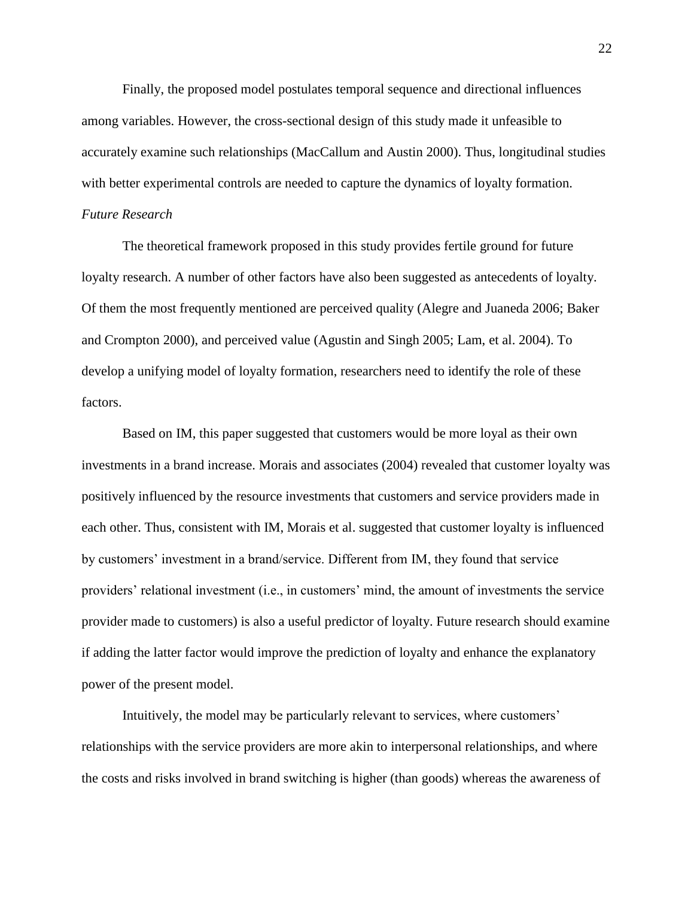Finally, the proposed model postulates temporal sequence and directional influences among variables. However, the cross-sectional design of this study made it unfeasible to accurately examine such relationships (MacCallum and Austin 2000). Thus, longitudinal studies with better experimental controls are needed to capture the dynamics of loyalty formation.

*Future Research*

The theoretical framework proposed in this study provides fertile ground for future loyalty research. A number of other factors have also been suggested as antecedents of loyalty. Of them the most frequently mentioned are perceived quality (Alegre and Juaneda 2006; Baker and Crompton 2000), and perceived value (Agustin and Singh 2005; Lam, et al. 2004). To develop a unifying model of loyalty formation, researchers need to identify the role of these factors.

Based on IM, this paper suggested that customers would be more loyal as their own investments in a brand increase. Morais and associates (2004) revealed that customer loyalty was positively influenced by the resource investments that customers and service providers made in each other. Thus, consistent with IM, Morais et al. suggested that customer loyalty is influenced by customers' investment in a brand/service. Different from IM, they found that service providers' relational investment (i.e., in customers' mind, the amount of investments the service provider made to customers) is also a useful predictor of loyalty. Future research should examine if adding the latter factor would improve the prediction of loyalty and enhance the explanatory power of the present model.

Intuitively, the model may be particularly relevant to services, where customers' relationships with the service providers are more akin to interpersonal relationships, and where the costs and risks involved in brand switching is higher (than goods) whereas the awareness of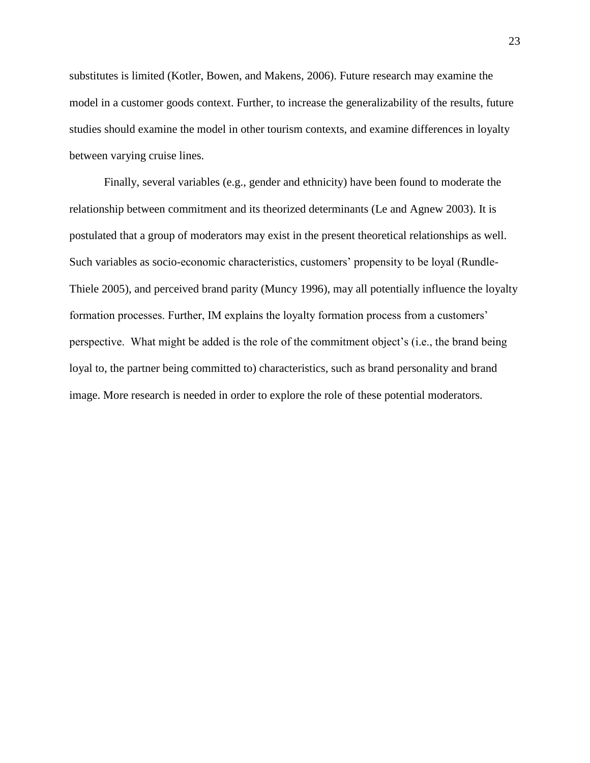substitutes is limited (Kotler, Bowen, and Makens, 2006). Future research may examine the model in a customer goods context. Further, to increase the generalizability of the results, future studies should examine the model in other tourism contexts, and examine differences in loyalty between varying cruise lines.

Finally, several variables (e.g., gender and ethnicity) have been found to moderate the relationship between commitment and its theorized determinants (Le and Agnew 2003). It is postulated that a group of moderators may exist in the present theoretical relationships as well. Such variables as socio-economic characteristics, customers' propensity to be loyal (Rundle-Thiele 2005), and perceived brand parity (Muncy 1996), may all potentially influence the loyalty formation processes. Further, IM explains the loyalty formation process from a customers' perspective. What might be added is the role of the commitment object's (i.e., the brand being loyal to, the partner being committed to) characteristics, such as brand personality and brand image. More research is needed in order to explore the role of these potential moderators.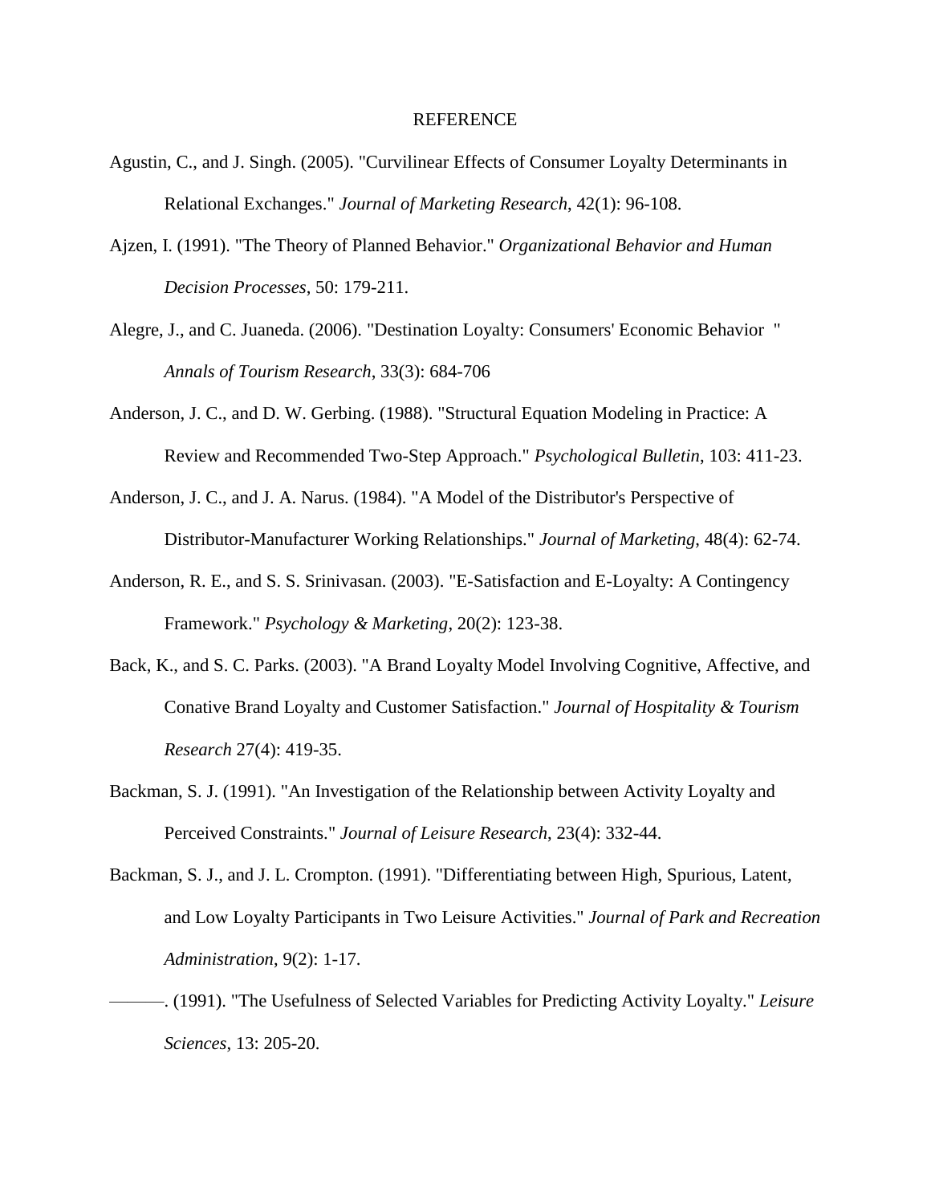# REFERENCE

Agustin, C., and J. Singh. (2005). "Curvilinear Effects of Consumer Loyalty Determinants in Relational Exchanges." *Journal of Marketing Research*, 42(1): 96-108.

Ajzen, I. (1991). "The Theory of Planned Behavior." *Organizational Behavior and Human Decision Processes*, 50: 179-211.

Alegre, J., and C. Juaneda. (2006). "Destination Loyalty: Consumers' Economic Behavior " *Annals of Tourism Research*, 33(3): 684-706

Anderson, J. C., and D. W. Gerbing. (1988). "Structural Equation Modeling in Practice: A Review and Recommended Two-Step Approach." *Psychological Bulletin*, 103: 411-23.

Anderson, J. C., and J. A. Narus. (1984). "A Model of the Distributor's Perspective of Distributor-Manufacturer Working Relationships." *Journal of Marketing*, 48(4): 62-74.

Anderson, R. E., and S. S. Srinivasan. (2003). "E-Satisfaction and E-Loyalty: A Contingency Framework." *Psychology & Marketing*, 20(2): 123-38.

Back, K., and S. C. Parks. (2003). "A Brand Loyalty Model Involving Cognitive, Affective, and Conative Brand Loyalty and Customer Satisfaction." *Journal of Hospitality & Tourism Research* 27(4): 419-35.

Backman, S. J. (1991). "An Investigation of the Relationship between Activity Loyalty and Perceived Constraints." *Journal of Leisure Research*, 23(4): 332-44.

Backman, S. J., and J. L. Crompton. (1991). "Differentiating between High, Spurious, Latent, and Low Loyalty Participants in Two Leisure Activities." *Journal of Park and Recreation Administration*, 9(2): 1-17.

———. (1991). "The Usefulness of Selected Variables for Predicting Activity Loyalty." *Leisure Sciences*, 13: 205-20.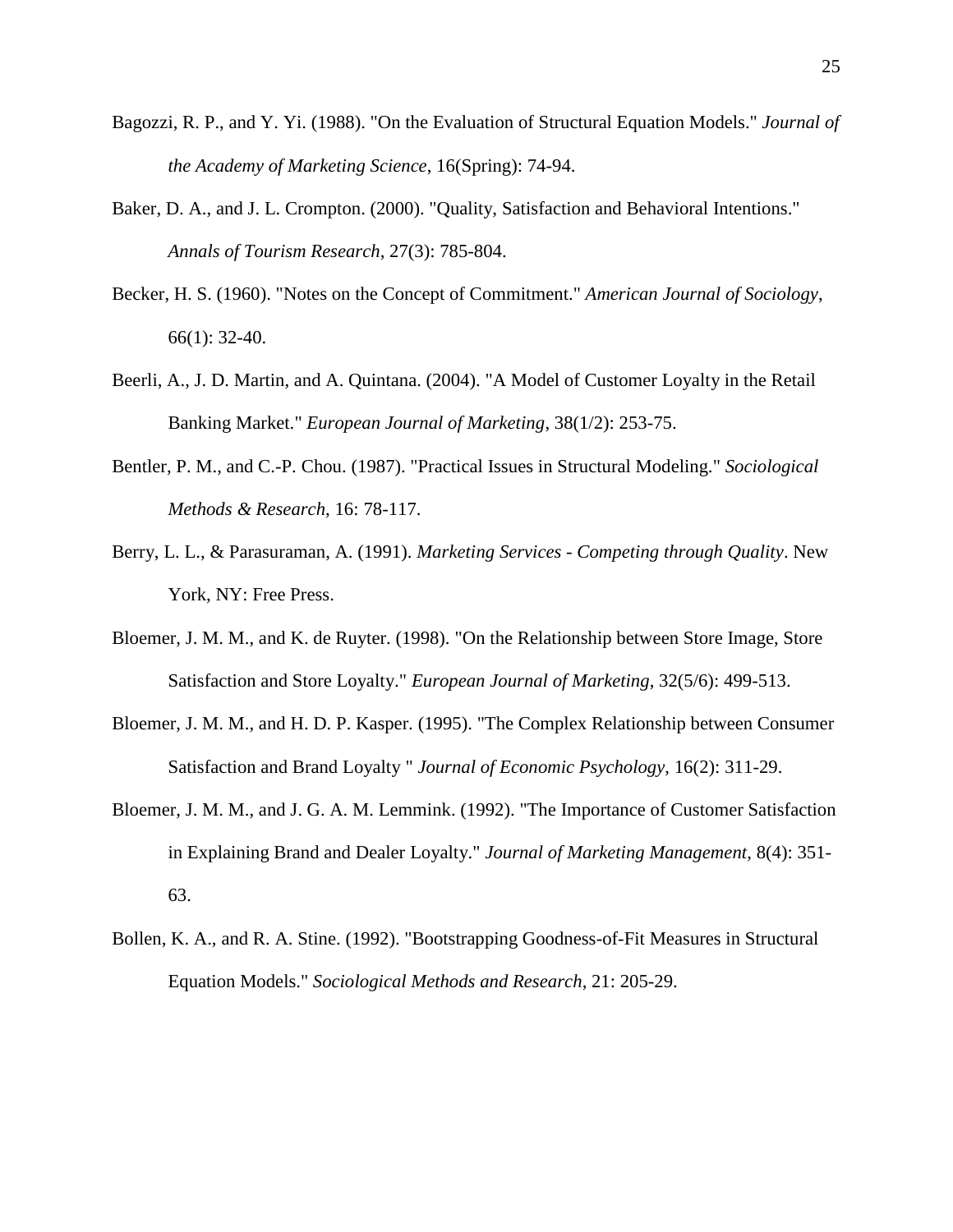Bagozzi, R. P., and Y. Yi. (1988). "On the Evaluation of Structural Equation Models." *Journal of the Academy of Marketing Science*, 16(Spring): 74-94.

Baker, D. A., and J. L. Crompton. (2000). "Quality, Satisfaction and Behavioral Intentions." *Annals of Tourism Research*, 27(3): 785-804.

Becker, H. S. (1960). "Notes on the Concept of Commitment." *American Journal of Sociology*, 66(1): 32-40.

Beerli, A., J. D. Martin, and A. Quintana. (2004). "A Model of Customer Loyalty in the Retail Banking Market." *European Journal of Marketing*, 38(1/2): 253-75.

Bentler, P. M., and C.-P. Chou. (1987). "Practical Issues in Structural Modeling." *Sociological Methods & Research*, 16: 78-117.

Berry, L. L., & Parasuraman, A. (1991). *Marketing Services - Competing through Quality*. New York, NY: Free Press.

Bloemer, J. M. M., and K. de Ruyter. (1998). "On the Relationship between Store Image, Store Satisfaction and Store Loyalty." *European Journal of Marketing*, 32(5/6): 499-513.

Bloemer, J. M. M., and H. D. P. Kasper. (1995). "The Complex Relationship between Consumer Satisfaction and Brand Loyalty " *Journal of Economic Psychology*, 16(2): 311-29.

Bloemer, J. M. M., and J. G. A. M. Lemmink. (1992). "The Importance of Customer Satisfaction in Explaining Brand and Dealer Loyalty." *Journal of Marketing Management*, 8(4): 351-63.

Bollen, K. A., and R. A. Stine. (1992). "Bootstrapping Goodness-of-Fit Measures in Structural Equation Models." *Sociological Methods and Research*, 21: 205-29.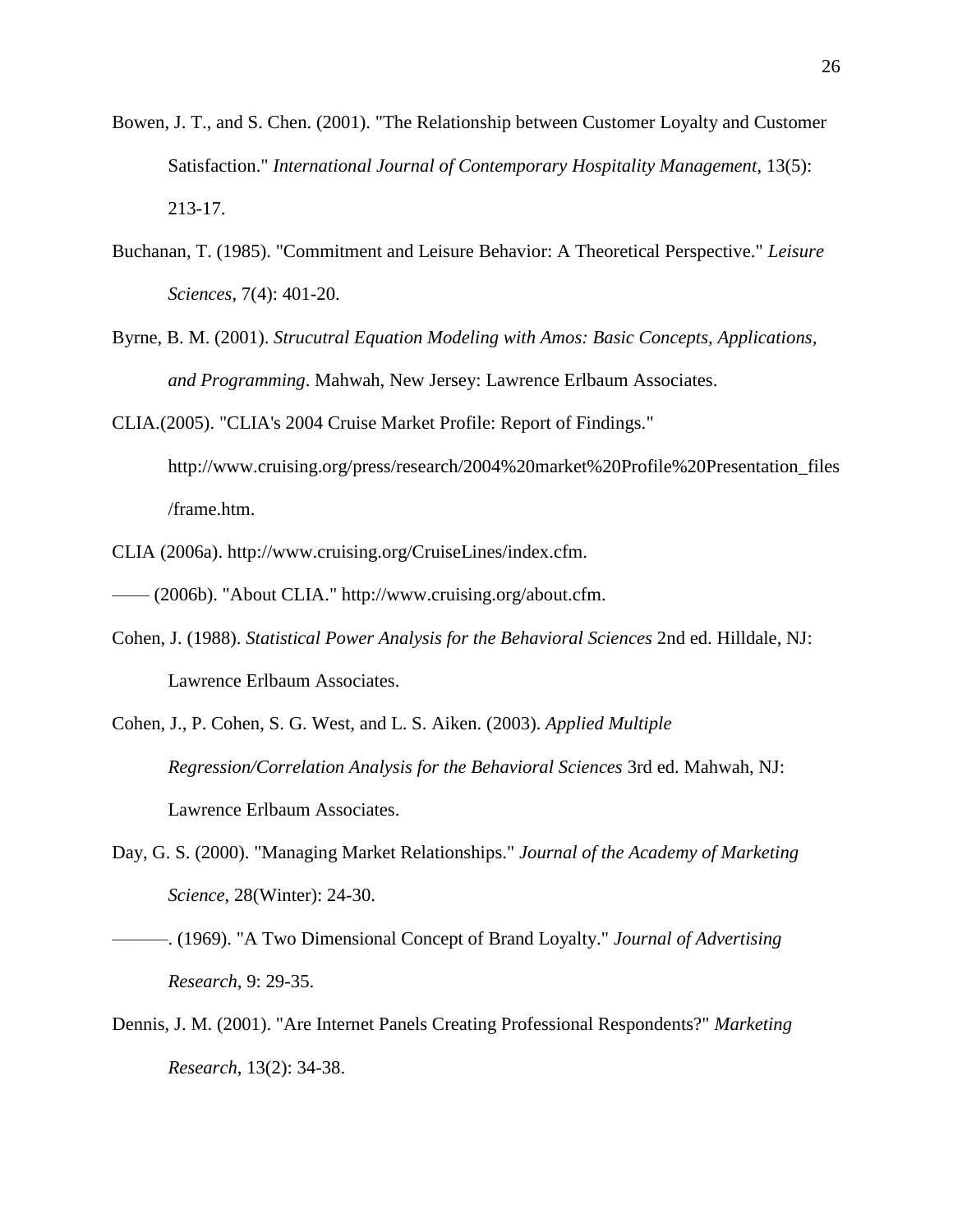Bowen, J. T., and S. Chen. (2001). "The Relationship between Customer Loyalty and Customer Satisfaction." *International Journal of Contemporary Hospitality Management*, 13(5): 213-17.

Buchanan, T. (1985). "Commitment and Leisure Behavior: A Theoretical Perspective." *Leisure Sciences*, 7(4): 401-20.

Byrne, B. M. (2001). *Strucutral Equation Modeling with Amos: Basic Concepts, Applications, and Programming*. Mahwah, New Jersey: Lawrence Erlbaum Associates.

CLIA.(2005). "CLIA's 2004 Cruise Market Profile: Report of Findings." http://www.cruising.org/press/research/2004%20market%20Profile%20Presentation_files/frame.htm.

CLIA (2006a). http://www.cruising.org/CruiseLines/index.cfm.

—— (2006b). "About CLIA." http://www.cruising.org/about.cfm.

Cohen, J. (1988). *Statistical Power Analysis for the Behavioral Sciences* 2nd ed. Hilldale, NJ: Lawrence Erlbaum Associates.

Cohen, J., P. Cohen, S. G. West, and L. S. Aiken. (2003). *Applied Multiple Regression/Correlation Analysis for the Behavioral Sciences* 3rd ed. Mahwah, NJ: Lawrence Erlbaum Associates.

Day, G. S. (2000). "Managing Market Relationships." *Journal of the Academy of Marketing Science*, 28(Winter): 24-30.

———. (1969). "A Two Dimensional Concept of Brand Loyalty." *Journal of Advertising Research*, 9: 29-35.

Dennis, J. M. (2001). "Are Internet Panels Creating Professional Respondents?" *Marketing Research*, 13(2): 34-38.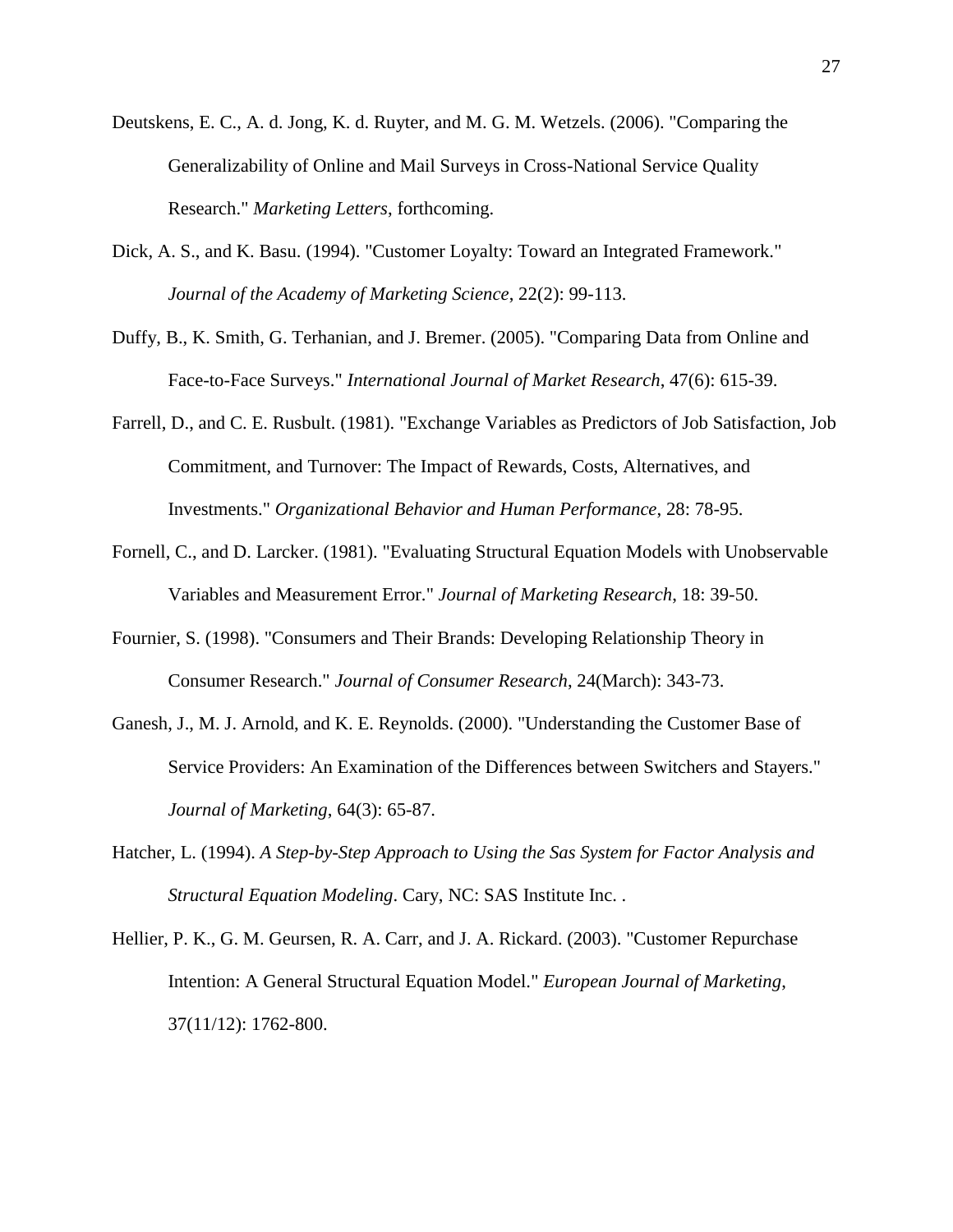Deutskens, E. C., A. d. Jong, K. d. Ruyter, and M. G. M. Wetzels. (2006). "Comparing the Generalizability of Online and Mail Surveys in Cross-National Service Quality Research." *Marketing Letters*, forthcoming.

Dick, A. S., and K. Basu. (1994). "Customer Loyalty: Toward an Integrated Framework." *Journal of the Academy of Marketing Science*, 22(2): 99-113.

Duffy, B., K. Smith, G. Terhanian, and J. Bremer. (2005). "Comparing Data from Online and Face-to-Face Surveys." *International Journal of Market Research*, 47(6): 615-39.

Farrell, D., and C. E. Rusbult. (1981). "Exchange Variables as Predictors of Job Satisfaction, Job Commitment, and Turnover: The Impact of Rewards, Costs, Alternatives, and Investments." *Organizational Behavior and Human Performance*, 28: 78-95.

Fornell, C., and D. Larcker. (1981). "Evaluating Structural Equation Models with Unobservable Variables and Measurement Error." *Journal of Marketing Research*, 18: 39-50.

Fournier, S. (1998). "Consumers and Their Brands: Developing Relationship Theory in Consumer Research." *Journal of Consumer Research*, 24(March): 343-73.

Ganesh, J., M. J. Arnold, and K. E. Reynolds. (2000). "Understanding the Customer Base of Service Providers: An Examination of the Differences between Switchers and Stayers." *Journal of Marketing*, 64(3): 65-87.

Hatcher, L. (1994). *A Step-by-Step Approach to Using the Sas System for Factor Analysis and Structural Equation Modeling*. Cary, NC: SAS Institute Inc. .

Hellier, P. K., G. M. Geursen, R. A. Carr, and J. A. Rickard. (2003). "Customer Repurchase Intention: A General Structural Equation Model." *European Journal of Marketing*, 37(11/12): 1762-800.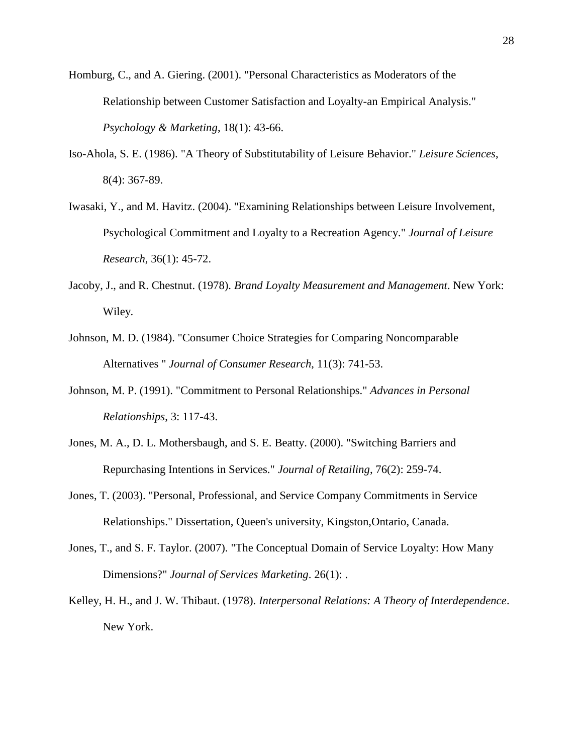Homburg, C., and A. Giering. (2001). "Personal Characteristics as Moderators of the Relationship between Customer Satisfaction and Loyalty-an Empirical Analysis." *Psychology & Marketing*, 18(1): 43-66.

Iso-Ahola, S. E. (1986). "A Theory of Substitutability of Leisure Behavior." *Leisure Sciences*, 8(4): 367-89.

Iwasaki, Y., and M. Havitz. (2004). "Examining Relationships between Leisure Involvement, Psychological Commitment and Loyalty to a Recreation Agency." *Journal of Leisure Research*, 36(1): 45-72.

Jacoby, J., and R. Chestnut. (1978). *Brand Loyalty Measurement and Management*. New York: Wiley.

Johnson, M. D. (1984). "Consumer Choice Strategies for Comparing Noncomparable Alternatives " *Journal of Consumer Research*, 11(3): 741-53.

Johnson, M. P. (1991). "Commitment to Personal Relationships." *Advances in Personal Relationships*, 3: 117-43.

Jones, M. A., D. L. Mothersbaugh, and S. E. Beatty. (2000). "Switching Barriers and Repurchasing Intentions in Services." *Journal of Retailing*, 76(2): 259-74.

Jones, T. (2003). "Personal, Professional, and Service Company Commitments in Service Relationships." Dissertation, Queen's university, Kingston,Ontario, Canada.

Jones, T., and S. F. Taylor. (2007). "The Conceptual Domain of Service Loyalty: How Many Dimensions?" *Journal of Services Marketing*. 26(1): .

Kelley, H. H., and J. W. Thibaut. (1978). *Interpersonal Relations: A Theory of Interdependence*. New York.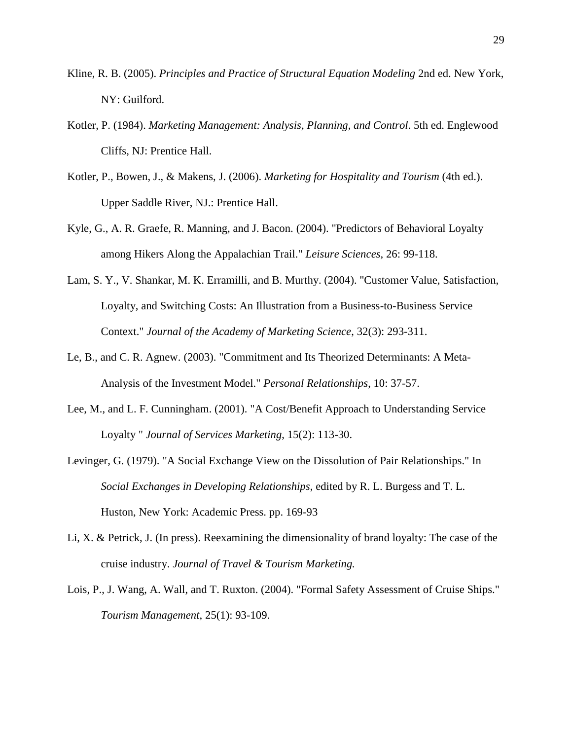Kline, R. B. (2005). *Principles and Practice of Structural Equation Modeling* 2nd ed. New York, NY: Guilford.

Kotler, P. (1984). *Marketing Management: Analysis, Planning, and Control*. 5th ed. Englewood Cliffs, NJ: Prentice Hall.

Kotler, P., Bowen, J., & Makens, J. (2006). *Marketing for Hospitality and Tourism* (4th ed.). Upper Saddle River, NJ.: Prentice Hall.

Kyle, G., A. R. Graefe, R. Manning, and J. Bacon. (2004). "Predictors of Behavioral Loyalty among Hikers Along the Appalachian Trail." *Leisure Sciences*, 26: 99-118.

Lam, S. Y., V. Shankar, M. K. Erramilli, and B. Murthy. (2004). "Customer Value, Satisfaction, Loyalty, and Switching Costs: An Illustration from a Business-to-Business Service Context." *Journal of the Academy of Marketing Science*, 32(3): 293-311.

Le, B., and C. R. Agnew. (2003). "Commitment and Its Theorized Determinants: A Meta-Analysis of the Investment Model." *Personal Relationships*, 10: 37-57.

Lee, M., and L. F. Cunningham. (2001). "A Cost/Benefit Approach to Understanding Service Loyalty " *Journal of Services Marketing*, 15(2): 113-30.

Levinger, G. (1979). "A Social Exchange View on the Dissolution of Pair Relationships." In *Social Exchanges in Developing Relationships*, edited by R. L. Burgess and T. L. Huston, New York: Academic Press. pp. 169-93

Li, X. & Petrick, J. (In press). Reexamining the dimensionality of brand loyalty: The case of the cruise industry. *Journal of Travel & Tourism Marketing.*

Lois, P., J. Wang, A. Wall, and T. Ruxton. (2004). "Formal Safety Assessment of Cruise Ships." *Tourism Management*, 25(1): 93-109.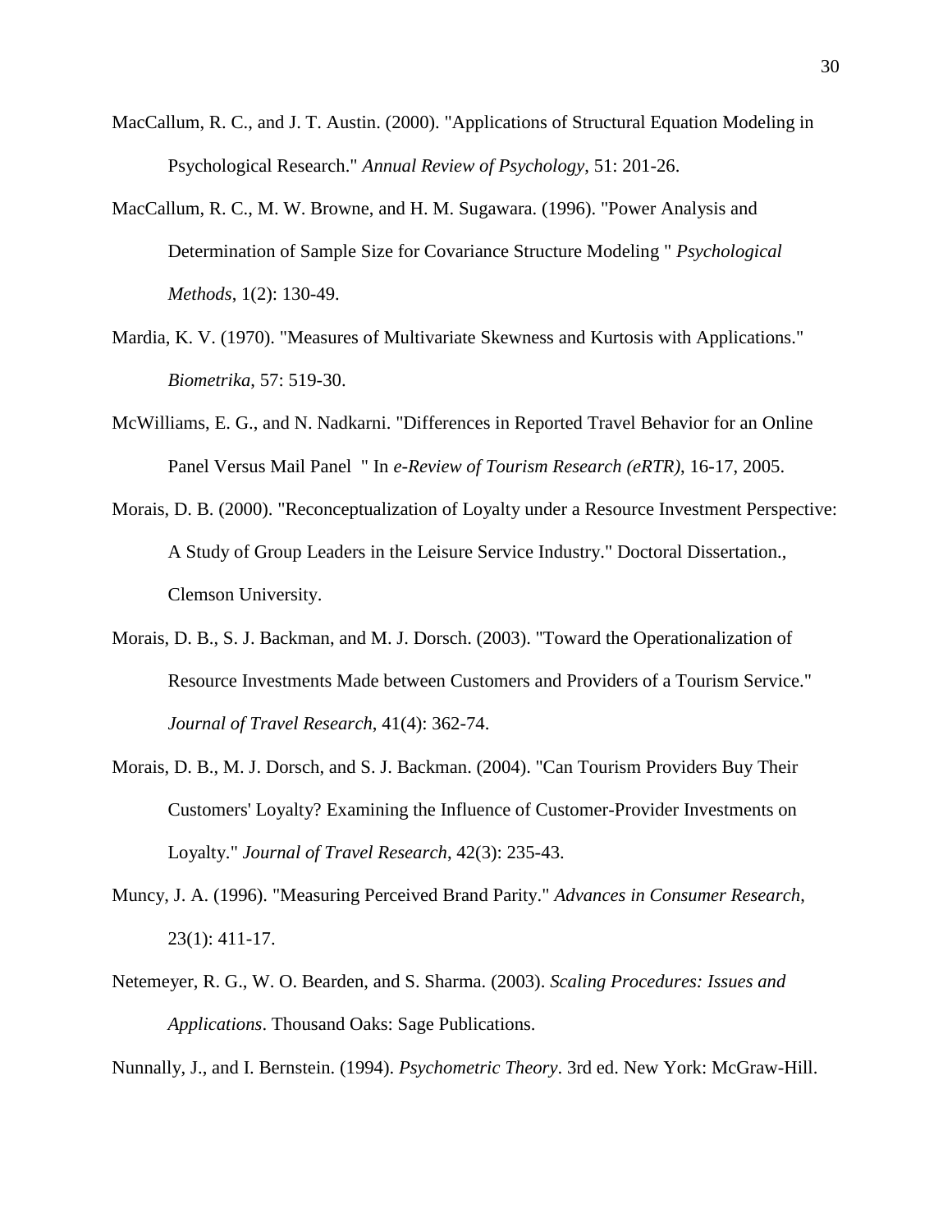MacCallum, R. C., and J. T. Austin. (2000). "Applications of Structural Equation Modeling in Psychological Research." *Annual Review of Psychology*, 51: 201-26.

MacCallum, R. C., M. W. Browne, and H. M. Sugawara. (1996). "Power Analysis and Determination of Sample Size for Covariance Structure Modeling " *Psychological Methods*, 1(2): 130-49.

Mardia, K. V. (1970). "Measures of Multivariate Skewness and Kurtosis with Applications." *Biometrika*, 57: 519-30.

McWilliams, E. G., and N. Nadkarni. "Differences in Reported Travel Behavior for an Online Panel Versus Mail Panel " In *e-Review of Tourism Research (eRTR)*, 16-17, 2005.

Morais, D. B. (2000). "Reconceptualization of Loyalty under a Resource Investment Perspective: A Study of Group Leaders in the Leisure Service Industry." Doctoral Dissertation., Clemson University.

Morais, D. B., S. J. Backman, and M. J. Dorsch. (2003). "Toward the Operationalization of Resource Investments Made between Customers and Providers of a Tourism Service." *Journal of Travel Research*, 41(4): 362-74.

Morais, D. B., M. J. Dorsch, and S. J. Backman. (2004). "Can Tourism Providers Buy Their Customers' Loyalty? Examining the Influence of Customer-Provider Investments on Loyalty." *Journal of Travel Research*, 42(3): 235-43.

Muncy, J. A. (1996). "Measuring Perceived Brand Parity." *Advances in Consumer Research*, 23(1): 411-17.

Netemeyer, R. G., W. O. Bearden, and S. Sharma. (2003). *Scaling Procedures: Issues and Applications*. Thousand Oaks: Sage Publications.

Nunnally, J., and I. Bernstein. (1994). *Psychometric Theory*. 3rd ed. New York: McGraw-Hill.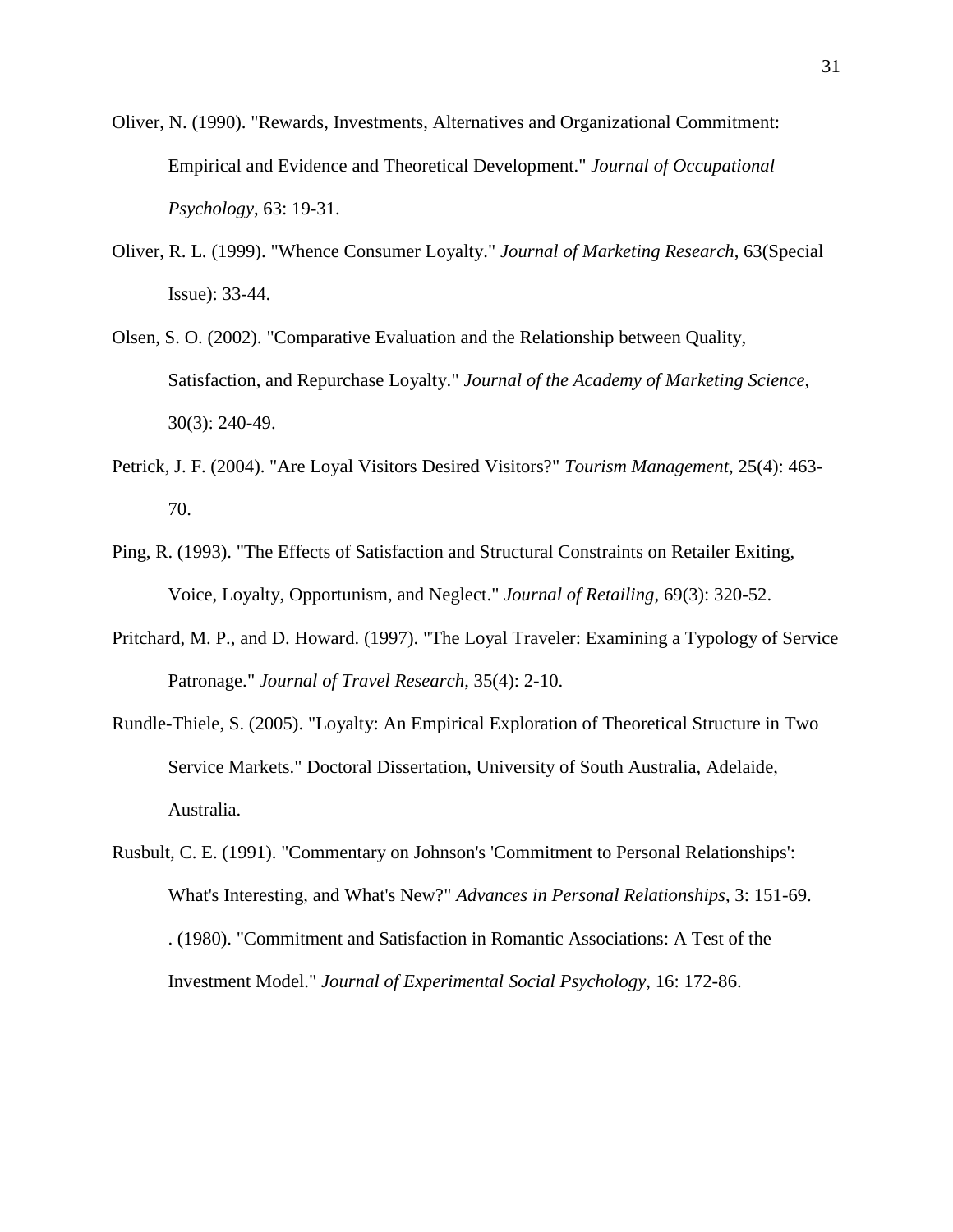Oliver, N. (1990). "Rewards, Investments, Alternatives and Organizational Commitment: Empirical and Evidence and Theoretical Development." *Journal of Occupational Psychology*, 63: 19-31.

Oliver, R. L. (1999). "Whence Consumer Loyalty." *Journal of Marketing Research*, 63(Special Issue): 33-44.

Olsen, S. O. (2002). "Comparative Evaluation and the Relationship between Quality, Satisfaction, and Repurchase Loyalty." *Journal of the Academy of Marketing Science*, 30(3): 240-49.

Petrick, J. F. (2004). "Are Loyal Visitors Desired Visitors?" *Tourism Management*, 25(4): 463-70.

Ping, R. (1993). "The Effects of Satisfaction and Structural Constraints on Retailer Exiting, Voice, Loyalty, Opportunism, and Neglect." *Journal of Retailing*, 69(3): 320-52.

Pritchard, M. P., and D. Howard. (1997). "The Loyal Traveler: Examining a Typology of Service Patronage." *Journal of Travel Research*, 35(4): 2-10.

Rundle-Thiele, S. (2005). "Loyalty: An Empirical Exploration of Theoretical Structure in Two Service Markets." Doctoral Dissertation, University of South Australia, Adelaide, Australia.

Rusbult, C. E. (1991). "Commentary on Johnson's 'Commitment to Personal Relationships': What's Interesting, and What's New?" *Advances in Personal Relationships*, 3: 151-69.

———. (1980). "Commitment and Satisfaction in Romantic Associations: A Test of the Investment Model." *Journal of Experimental Social Psychology*, 16: 172-86.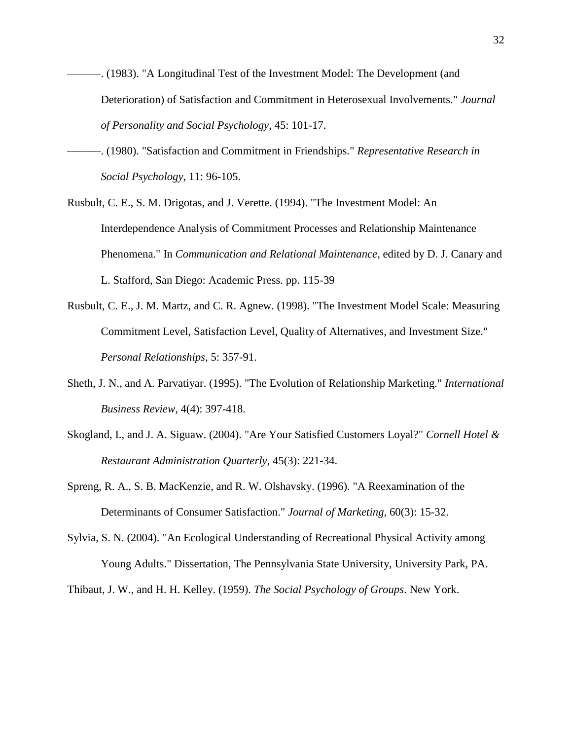———. (1983). "A Longitudinal Test of the Investment Model: The Development (and Deterioration) of Satisfaction and Commitment in Heterosexual Involvements." *Journal of Personality and Social Psychology*, 45: 101-17.

———. (1980). "Satisfaction and Commitment in Friendships." *Representative Research in Social Psychology*, 11: 96-105.

Rusbult, C. E., S. M. Drigotas, and J. Verette. (1994). "The Investment Model: An Interdependence Analysis of Commitment Processes and Relationship Maintenance Phenomena." In *Communication and Relational Maintenance*, edited by D. J. Canary and L. Stafford, San Diego: Academic Press. pp. 115-39

Rusbult, C. E., J. M. Martz, and C. R. Agnew. (1998). "The Investment Model Scale: Measuring Commitment Level, Satisfaction Level, Quality of Alternatives, and Investment Size." *Personal Relationships*, 5: 357-91.

Sheth, J. N., and A. Parvatiyar. (1995). "The Evolution of Relationship Marketing." *International Business Review*, 4(4): 397-418.

Skogland, I., and J. A. Siguaw. (2004). "Are Your Satisfied Customers Loyal?" *Cornell Hotel & Restaurant Administration Quarterly*, 45(3): 221-34.

Spreng, R. A., S. B. MacKenzie, and R. W. Olshavsky. (1996). "A Reexamination of the Determinants of Consumer Satisfaction." *Journal of Marketing*, 60(3): 15-32.

Sylvia, S. N. (2004). "An Ecological Understanding of Recreational Physical Activity among Young Adults." Dissertation, The Pennsylvania State University, University Park, PA.

Thibaut, J. W., and H. H. Kelley. (1959). *The Social Psychology of Groups*. New York.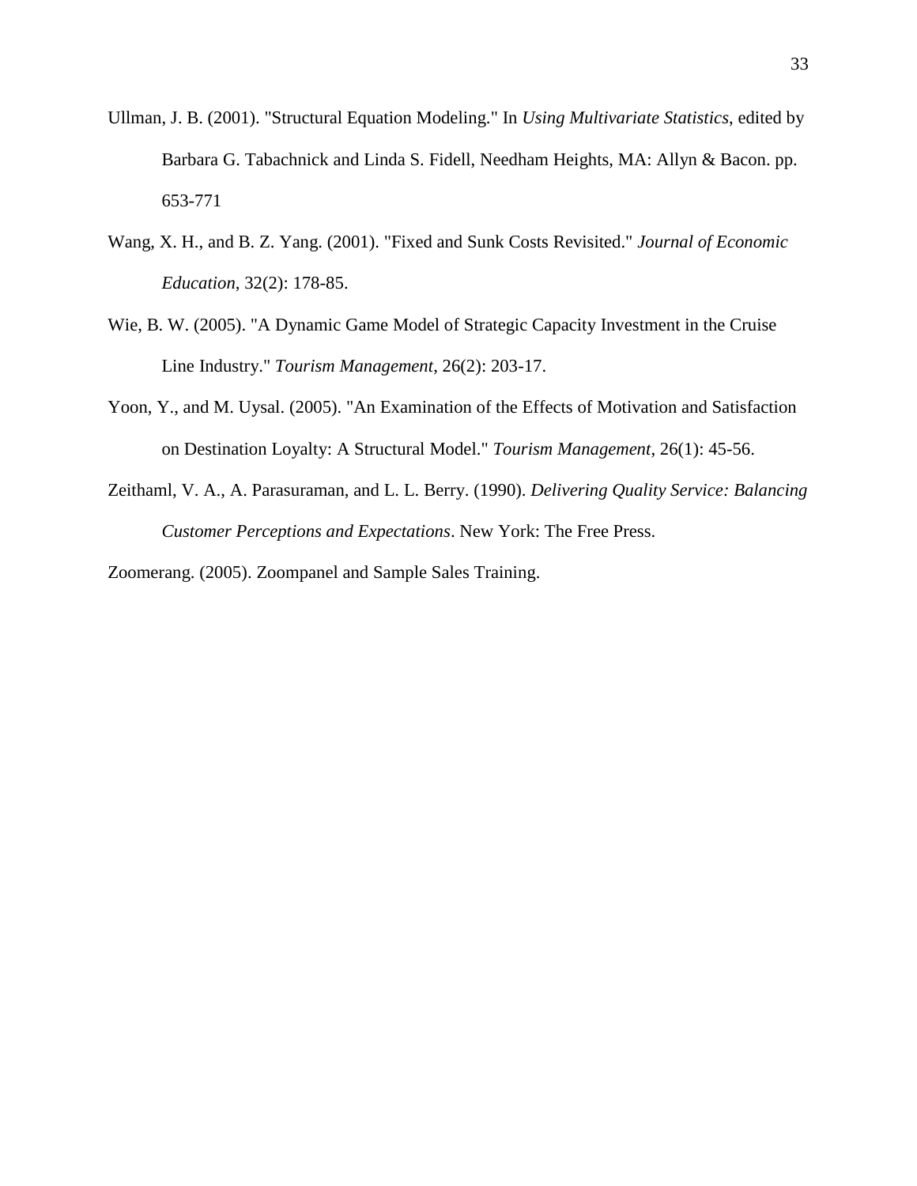Ullman, J. B. (2001). "Structural Equation Modeling." In *Using Multivariate Statistics*, edited by Barbara G. Tabachnick and Linda S. Fidell, Needham Heights, MA: Allyn & Bacon. pp. 653-771

Wang, X. H., and B. Z. Yang. (2001). "Fixed and Sunk Costs Revisited." *Journal of Economic Education*, 32(2): 178-85.

Wie, B. W. (2005). "A Dynamic Game Model of Strategic Capacity Investment in the Cruise Line Industry." *Tourism Management*, 26(2): 203-17.

Yoon, Y., and M. Uysal. (2005). "An Examination of the Effects of Motivation and Satisfaction on Destination Loyalty: A Structural Model." *Tourism Management*, 26(1): 45-56.

Zeithaml, V. A., A. Parasuraman, and L. L. Berry. (1990). *Delivering Quality Service: Balancing Customer Perceptions and Expectations*. New York: The Free Press.

Zoomerang. (2005). Zoompanel and Sample Sales Training.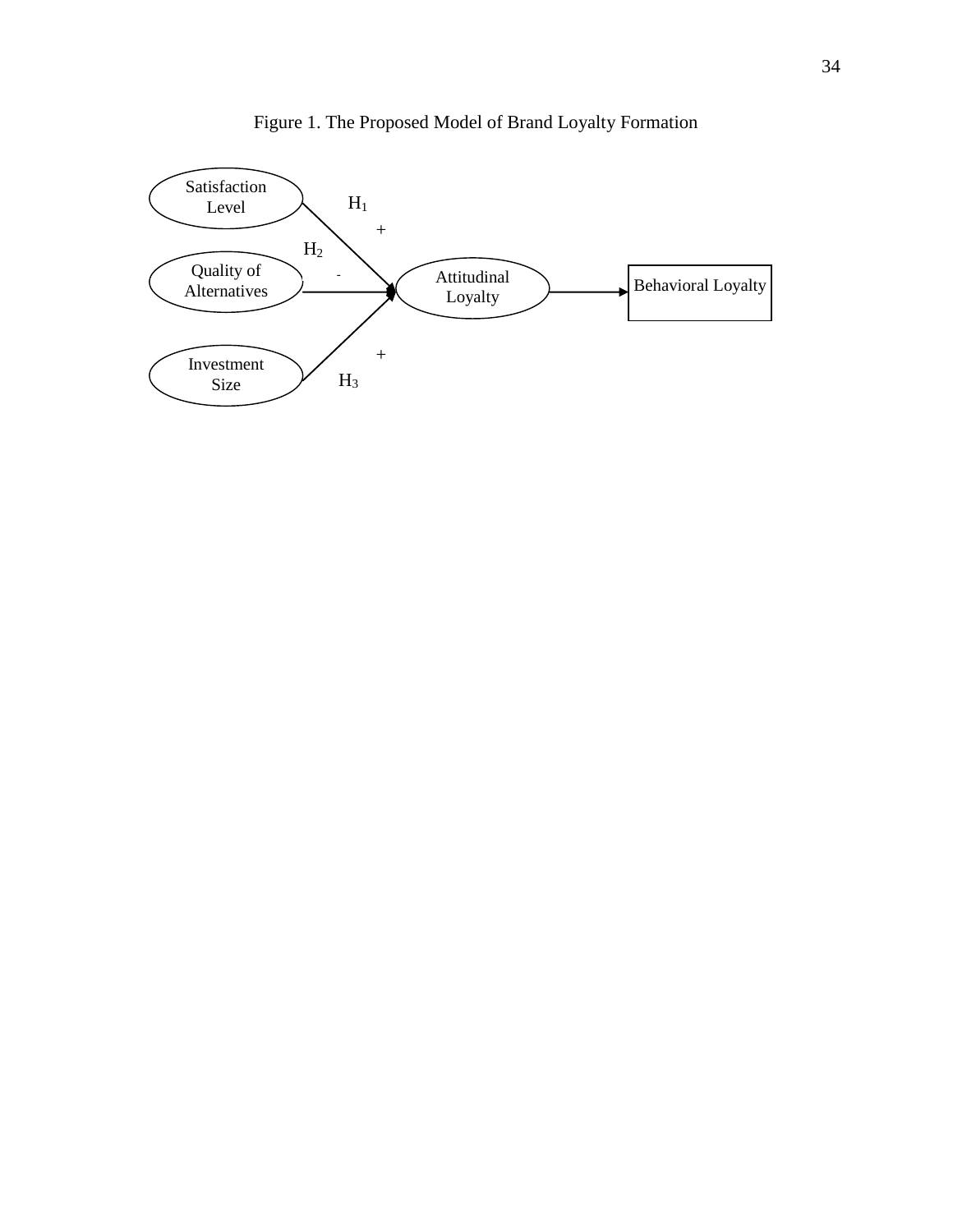Figure 1. The Proposed Model of Brand Loyalty Formation

Satisfaction Level

$H_1$

+

$H_2$

Quality of Alternatives

-

Attitudinal Loyalty

Behavioral Loyalty

+

Investment Size

$H_3$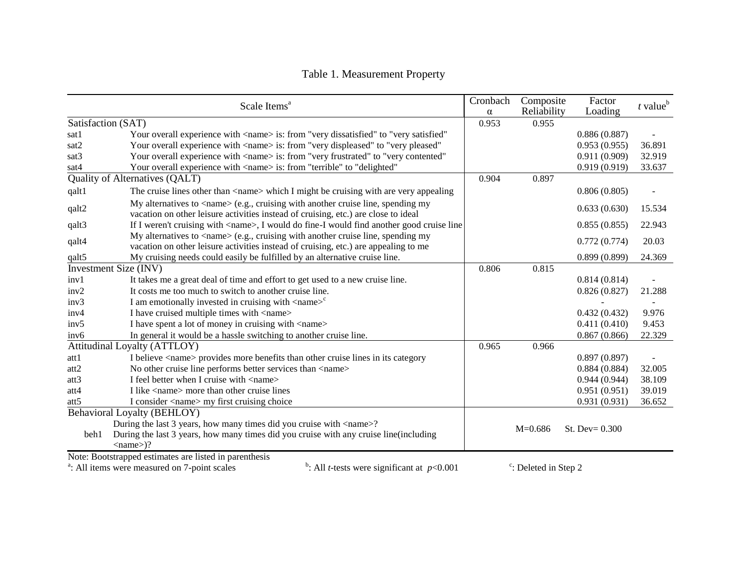Table 1. Measurement Property

| | Scale Items[a] | Cronbach α | Composite Reliability | Factor Loading | *t* value[b] |
|---|---|---|---|---|---|
| Satisfaction (SAT) | | 0.953 | 0.955 | | |
| sat1 | Your overall experience with <name> is: from "very dissatisfied" to "very satisfied" | | | 0.886 (0.887) | - |
| sat2 | Your overall experience with <name> is: from "very displeased" to "very pleased" | | | 0.953 (0.955) | 36.891 |
| sat3 | Your overall experience with <name> is: from "very frustrated" to "very contented" | | | 0.911 (0.909) | 32.919 |
| sat4 | Your overall experience with <name> is: from "terrible" to "delighted" | | | 0.919 (0.919) | 33.637 |
| Quality of Alternatives (QALT) | | 0.904 | 0.897 | | |
| qalt1 | The cruise lines other than <name> which I might be cruising with are very appealing | | | 0.806 (0.805) | - |
| qalt2 | My alternatives to <name> (e.g., cruising with another cruise line, spending my vacation on other leisure activities instead of cruising, etc.) are close to ideal | | | 0.633 (0.630) | 15.534 |
| qalt3 | If I weren't cruising with <name>, I would do fine-I would find another good cruise line | | | 0.855 (0.855) | 22.943 |
| qalt4 | My alternatives to <name> (e.g., cruising with another cruise line, spending my vacation on other leisure activities instead of cruising, etc.) are appealing to me | | | 0.772 (0.774) | 20.03 |
| qalt5 | My cruising needs could easily be fulfilled by an alternative cruise line. | | | 0.899 (0.899) | 24.369 |
| Investment Size (INV) | | 0.806 | 0.815 | | |
| inv1 | It takes me a great deal of time and effort to get used to a new cruise line. | | | 0.814 (0.814) | - |
| inv2 | It costs me too much to switch to another cruise line. | | | 0.826 (0.827) | 21.288 |
| inv3 | I am emotionally invested in cruising with <name>[c] | | | - | - |
| inv4 | I have cruised multiple times with <name> | | | 0.432 (0.432) | 9.976 |
| inv5 | I have spent a lot of money in cruising with <name> | | | 0.411 (0.410) | 9.453 |
| inv6 | In general it would be a hassle switching to another cruise line. | | | 0.867 (0.866) | 22.329 |
| Attitudinal Loyalty (ATTLOY) | | 0.965 | 0.966 | | |
| att1 | I believe <name> provides more benefits than other cruise lines in its category | | | 0.897 (0.897) | - |
| att2 | No other cruise line performs better services than <name> | | | 0.884 (0.884) | 32.005 |
| att3 | I feel better when I cruise with <name> | | | 0.944 (0.944) | 38.109 |
| att4 | I like <name> more than other cruise lines | | | 0.951 (0.951) | 39.019 |
| att5 | I consider <name> my first cruising choice | | | 0.931 (0.931) | 36.652 |
| Behavioral Loyalty (BEHLOY) | | | | | |
| beh1 | During the last 3 years, how many times did you cruise with <name>? During the last 3 years, how many times did you cruise with any cruise line(including <name>)? | | M=0.686 | St. Dev= 0.300 | |

Note: Bootstrapped estimates are listed in parenthesis

[a]: All items were measured on 7-point scales [b]: All *t*-tests were significant at $p<0.001$ [c]: Deleted in Step 2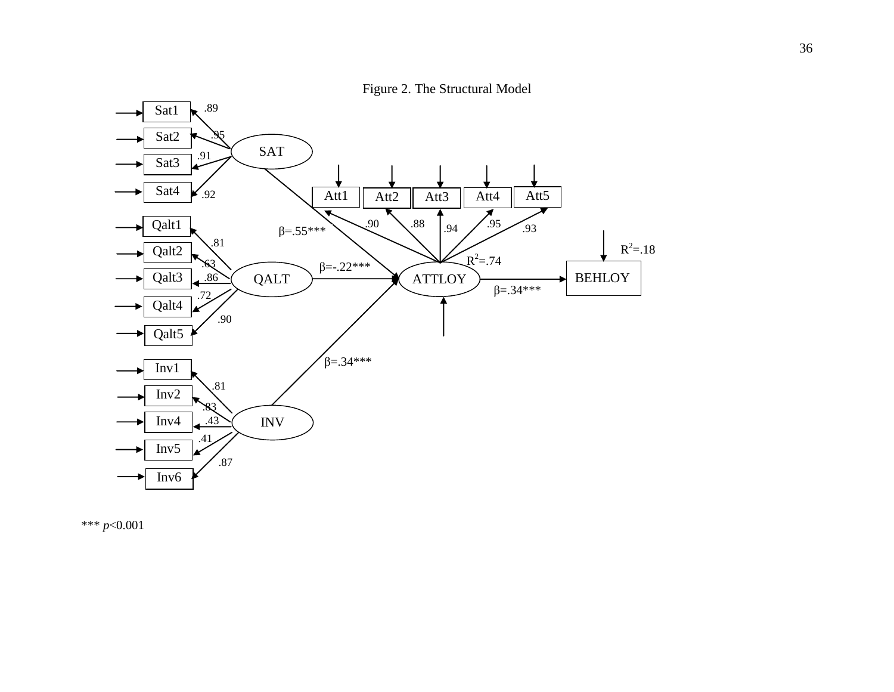Figure 2. The Structural Model

Sat1 .89
Sat2 .95
Sat3 .91
Sat4 .92
SAT

Qalt1 .81
Qalt2 .63
Qalt3 .86
Qalt4 .72
Qalt5 .90
QALT

Inv1 .81
Inv2 .83
Inv4 .43
Inv5 .41
Inv6 .87
INV

Att1 .90
Att2 .88
Att3 .94
Att4 .95
Att5 .93

ATTLOY $R^2$=.74

BEHLOY $R^2$=.18

SAT → ATTLOY: β=.55***

QALT → ATTLOY: β=-.22***

INV → ATTLOY: β=.34***

ATTLOY → BEHLOY: β=.34***

*** *p*<0.001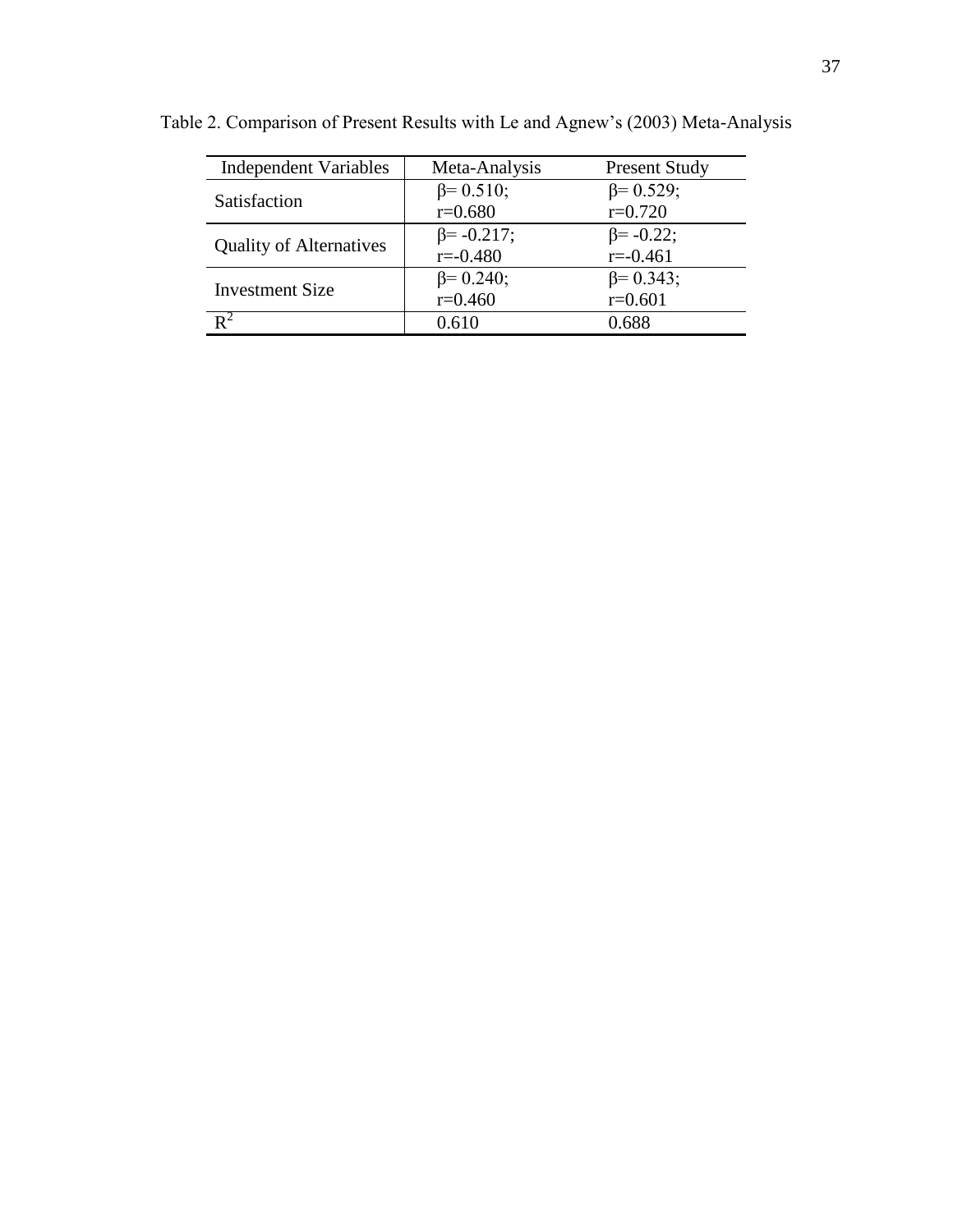Table 2. Comparison of Present Results with Le and Agnew's (2003) Meta-Analysis

| Independent Variables | Meta-Analysis | Present Study |
|---|---|---|
| Satisfaction | $\beta$= 0.510; r=0.680 | $\beta$= 0.529; r=0.720 |
| Quality of Alternatives | $\beta$= -0.217; r=-0.480 | $\beta$= -0.22; r=-0.461 |
| Investment Size | $\beta$= 0.240; r=0.460 | $\beta$= 0.343; r=0.601 |
| $R^2$ | 0.610 | 0.688 |